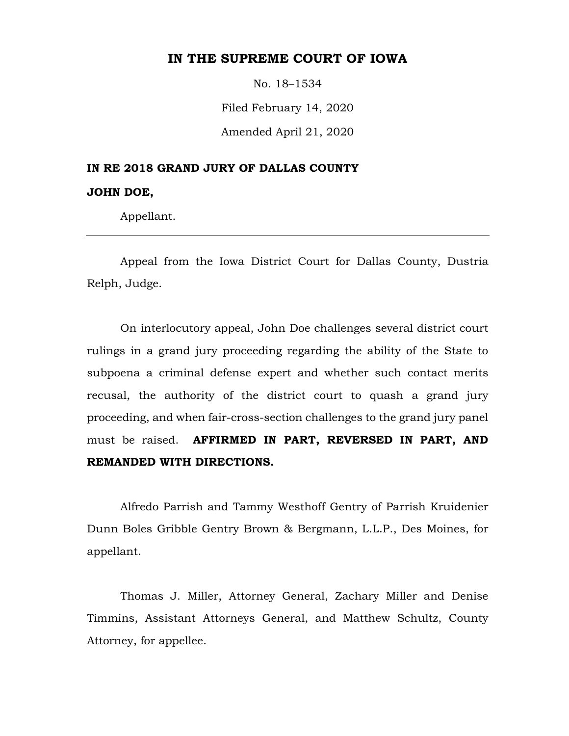# IN THE SUPREME COURT OF IOWA

No. 18–1534

Filed February 14, 2020

Amended April 21, 2020

**IN RE 2018 GRAND JURY OF DALLAS COUNTY**

**JOHN DOE,**

Appellant.

---

Appeal from the Iowa District Court for Dallas County, Dustria Relph, Judge.

On interlocutory appeal, John Doe challenges several district court rulings in a grand jury proceeding regarding the ability of the State to subpoena a criminal defense expert and whether such contact merits recusal, the authority of the district court to quash a grand jury proceeding, and when fair-cross-section challenges to the grand jury panel must be raised. **AFFIRMED IN PART, REVERSED IN PART, AND REMANDED WITH DIRECTIONS.**

Alfredo Parrish and Tammy Westhoff Gentry of Parrish Kruidenier Dunn Boles Gribble Gentry Brown & Bergmann, L.L.P., Des Moines, for appellant.

Thomas J. Miller, Attorney General, Zachary Miller and Denise Timmins, Assistant Attorneys General, and Matthew Schultz, County Attorney, for appellee.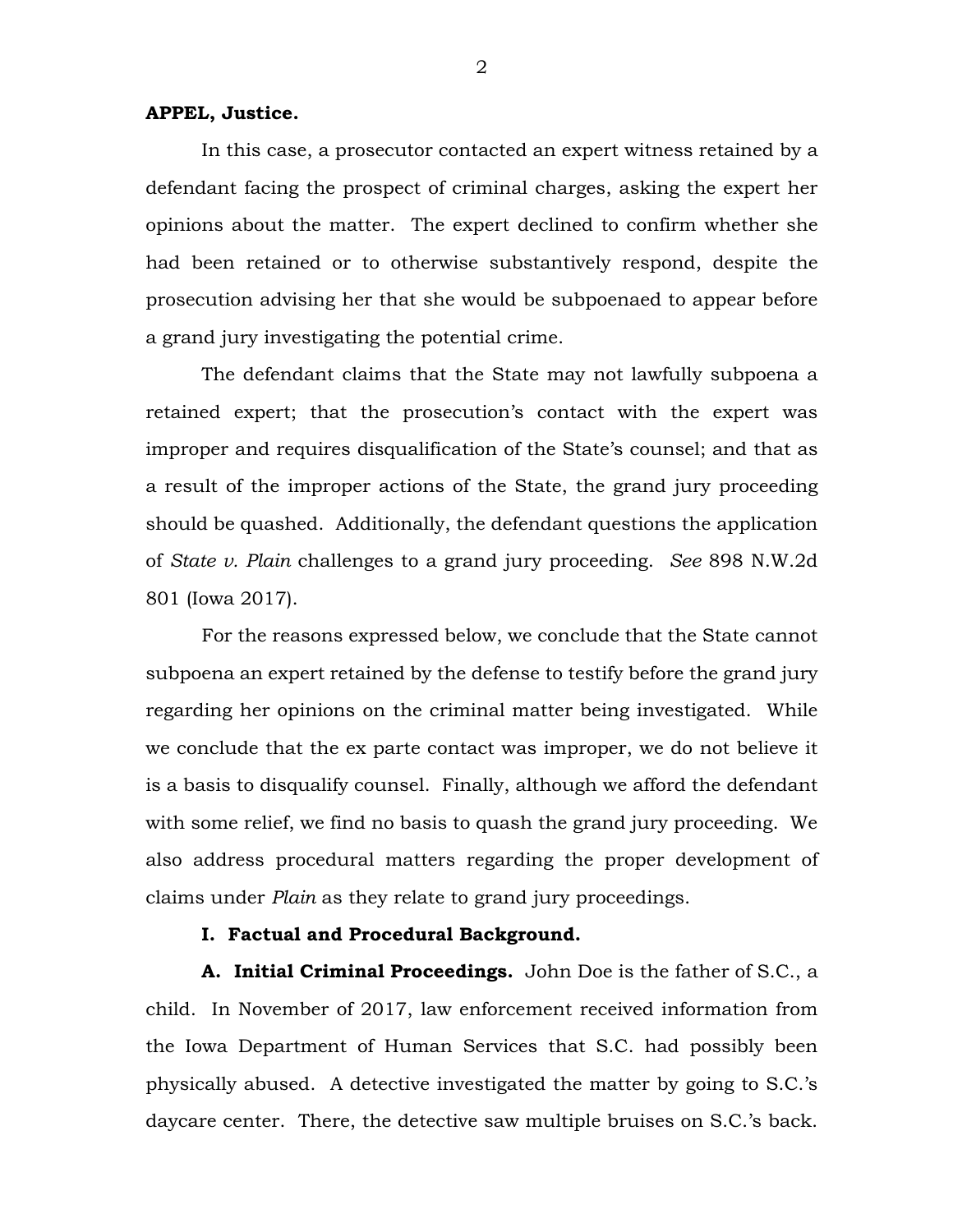**APPEL, Justice.**

In this case, a prosecutor contacted an expert witness retained by a defendant facing the prospect of criminal charges, asking the expert her opinions about the matter. The expert declined to confirm whether she had been retained or to otherwise substantively respond, despite the prosecution advising her that she would be subpoenaed to appear before a grand jury investigating the potential crime.

The defendant claims that the State may not lawfully subpoena a retained expert; that the prosecution's contact with the expert was improper and requires disqualification of the State's counsel; and that as a result of the improper actions of the State, the grand jury proceeding should be quashed. Additionally, the defendant questions the application of *State v. Plain* challenges to a grand jury proceeding. *See* 898 N.W.2d 801 (Iowa 2017).

For the reasons expressed below, we conclude that the State cannot subpoena an expert retained by the defense to testify before the grand jury regarding her opinions on the criminal matter being investigated. While we conclude that the ex parte contact was improper, we do not believe it is a basis to disqualify counsel. Finally, although we afford the defendant with some relief, we find no basis to quash the grand jury proceeding. We also address procedural matters regarding the proper development of claims under *Plain* as they relate to grand jury proceedings.

## I. Factual and Procedural Background.

**A. Initial Criminal Proceedings.** John Doe is the father of S.C., a child. In November of 2017, law enforcement received information from the Iowa Department of Human Services that S.C. had possibly been physically abused. A detective investigated the matter by going to S.C.'s daycare center. There, the detective saw multiple bruises on S.C.'s back.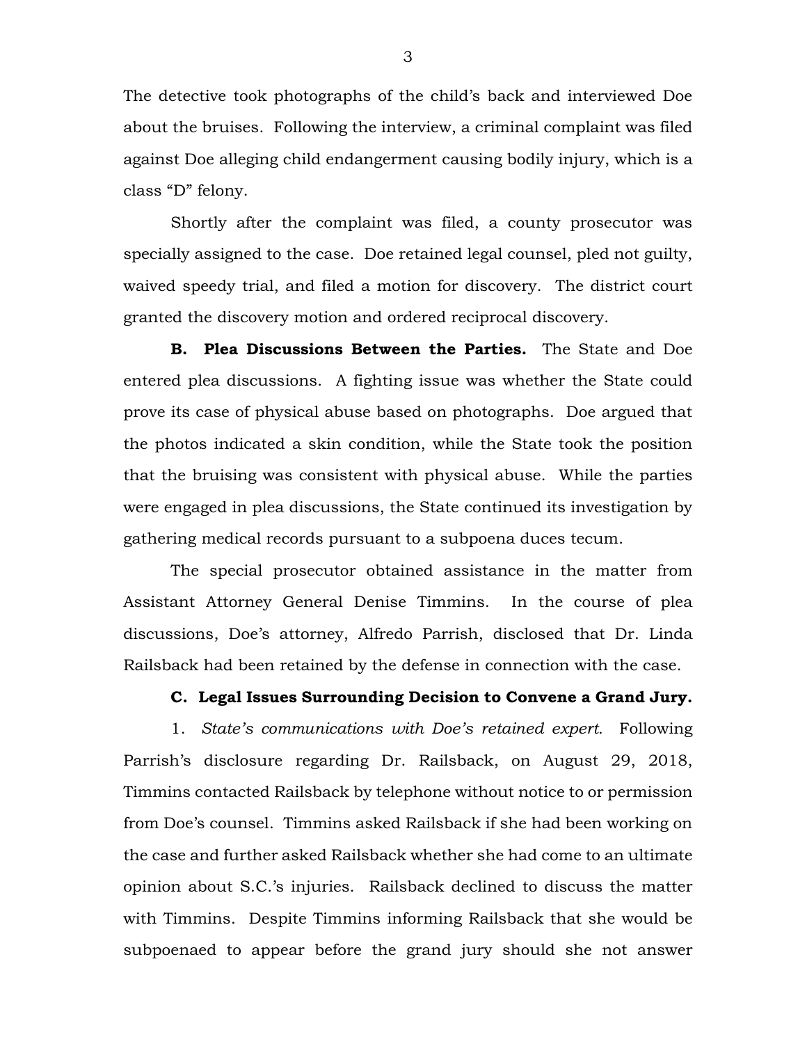The detective took photographs of the child's back and interviewed Doe about the bruises. Following the interview, a criminal complaint was filed against Doe alleging child endangerment causing bodily injury, which is a class "D" felony.

Shortly after the complaint was filed, a county prosecutor was specially assigned to the case. Doe retained legal counsel, pled not guilty, waived speedy trial, and filed a motion for discovery. The district court granted the discovery motion and ordered reciprocal discovery.

**B. Plea Discussions Between the Parties.** The State and Doe entered plea discussions. A fighting issue was whether the State could prove its case of physical abuse based on photographs. Doe argued that the photos indicated a skin condition, while the State took the position that the bruising was consistent with physical abuse. While the parties were engaged in plea discussions, the State continued its investigation by gathering medical records pursuant to a subpoena duces tecum.

The special prosecutor obtained assistance in the matter from Assistant Attorney General Denise Timmins. In the course of plea discussions, Doe's attorney, Alfredo Parrish, disclosed that Dr. Linda Railsback had been retained by the defense in connection with the case.

**C. Legal Issues Surrounding Decision to Convene a Grand Jury.**

1. *State's communications with Doe's retained expert.* Following Parrish's disclosure regarding Dr. Railsback, on August 29, 2018, Timmins contacted Railsback by telephone without notice to or permission from Doe's counsel. Timmins asked Railsback if she had been working on the case and further asked Railsback whether she had come to an ultimate opinion about S.C.'s injuries. Railsback declined to discuss the matter with Timmins. Despite Timmins informing Railsback that she would be subpoenaed to appear before the grand jury should she not answer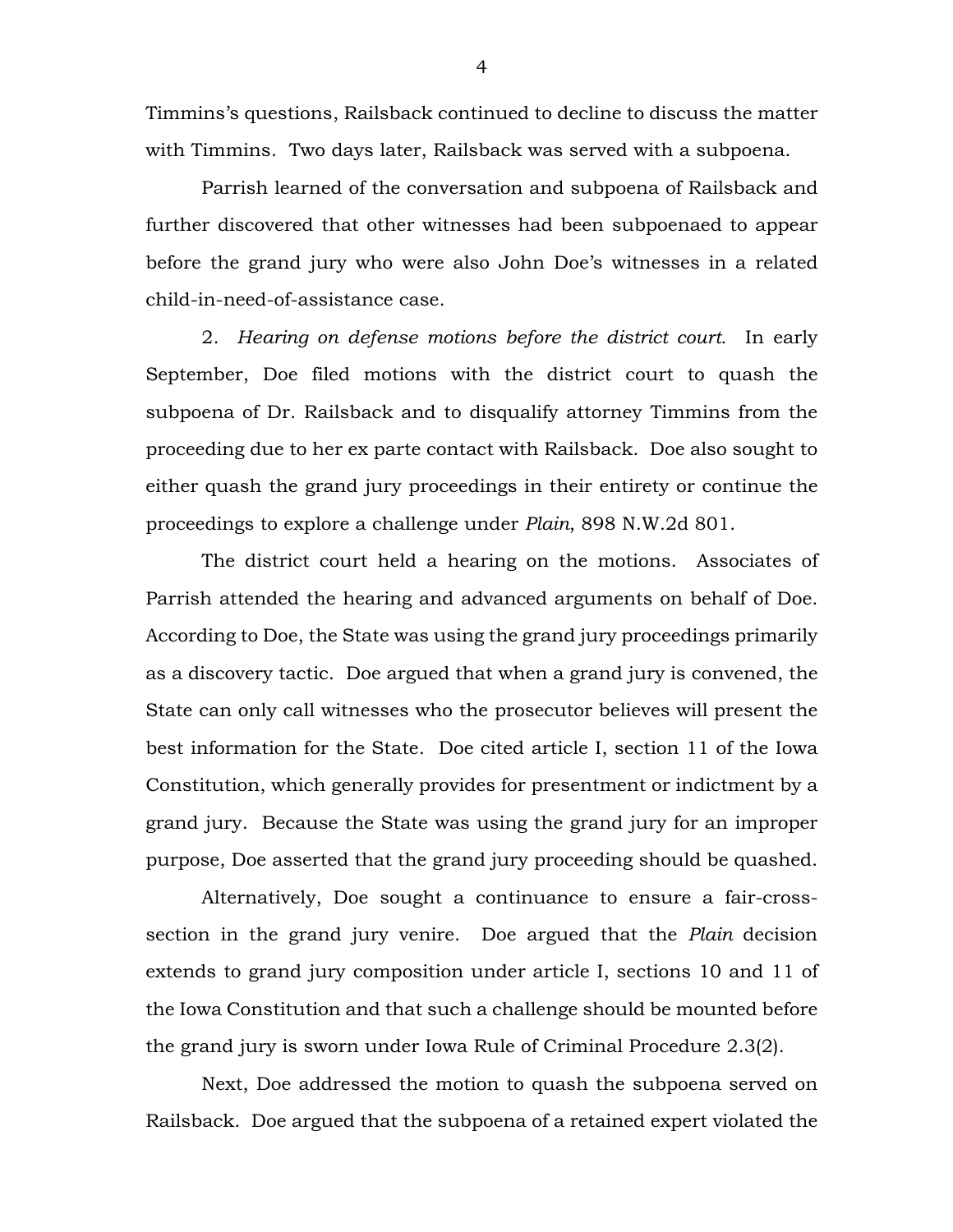Timmins's questions, Railsback continued to decline to discuss the matter with Timmins. Two days later, Railsback was served with a subpoena.

Parrish learned of the conversation and subpoena of Railsback and further discovered that other witnesses had been subpoenaed to appear before the grand jury who were also John Doe's witnesses in a related child-in-need-of-assistance case.

2. *Hearing on defense motions before the district court.* In early September, Doe filed motions with the district court to quash the subpoena of Dr. Railsback and to disqualify attorney Timmins from the proceeding due to her ex parte contact with Railsback. Doe also sought to either quash the grand jury proceedings in their entirety or continue the proceedings to explore a challenge under *Plain*, 898 N.W.2d 801.

The district court held a hearing on the motions. Associates of Parrish attended the hearing and advanced arguments on behalf of Doe. According to Doe, the State was using the grand jury proceedings primarily as a discovery tactic. Doe argued that when a grand jury is convened, the State can only call witnesses who the prosecutor believes will present the best information for the State. Doe cited article I, section 11 of the Iowa Constitution, which generally provides for presentment or indictment by a grand jury. Because the State was using the grand jury for an improper purpose, Doe asserted that the grand jury proceeding should be quashed.

Alternatively, Doe sought a continuance to ensure a fair-cross-section in the grand jury venire. Doe argued that the *Plain* decision extends to grand jury composition under article I, sections 10 and 11 of the Iowa Constitution and that such a challenge should be mounted before the grand jury is sworn under Iowa Rule of Criminal Procedure 2.3(2).

Next, Doe addressed the motion to quash the subpoena served on Railsback. Doe argued that the subpoena of a retained expert violated the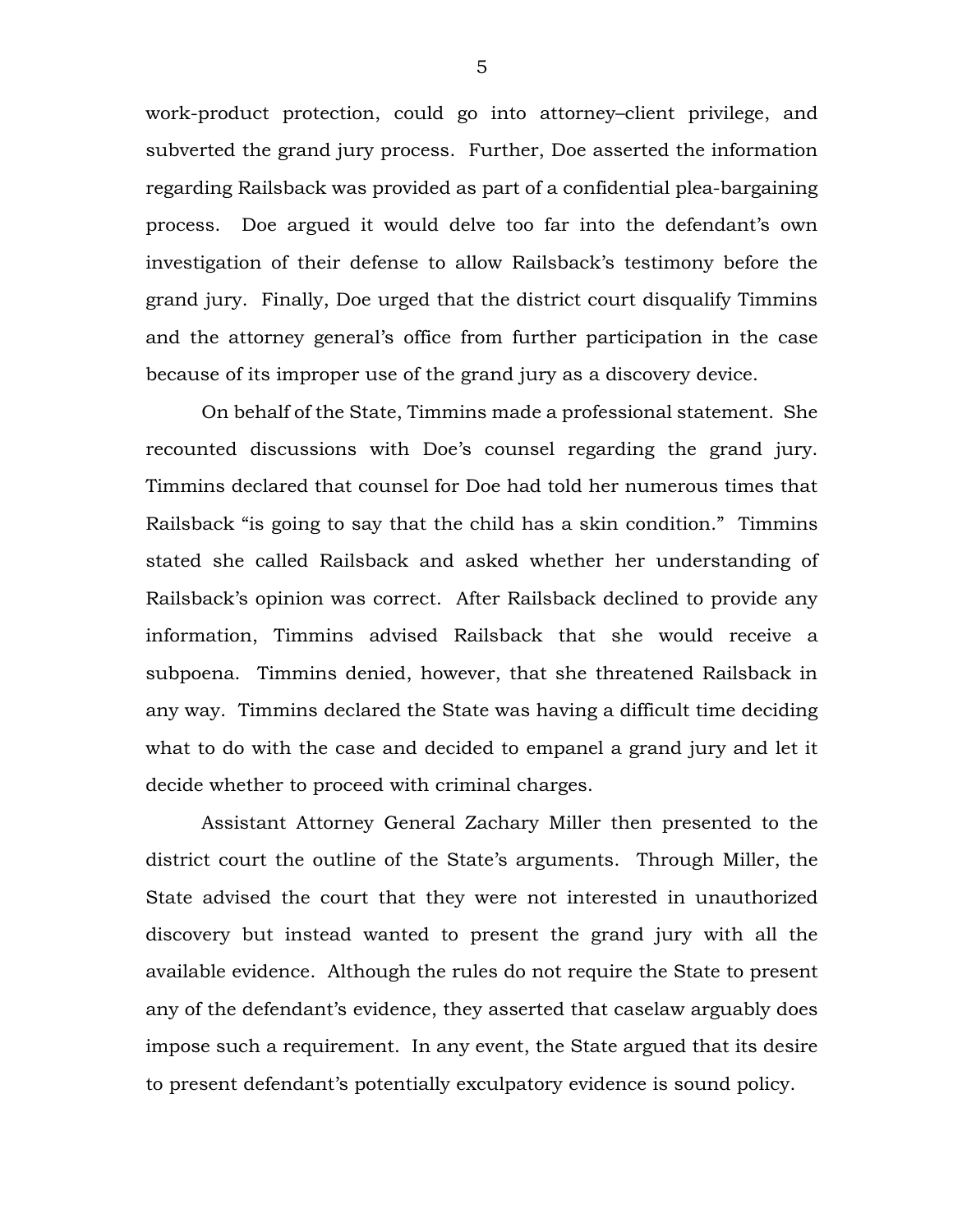work-product protection, could go into attorney–client privilege, and subverted the grand jury process. Further, Doe asserted the information regarding Railsback was provided as part of a confidential plea-bargaining process. Doe argued it would delve too far into the defendant's own investigation of their defense to allow Railsback's testimony before the grand jury. Finally, Doe urged that the district court disqualify Timmins and the attorney general's office from further participation in the case because of its improper use of the grand jury as a discovery device.

On behalf of the State, Timmins made a professional statement. She recounted discussions with Doe's counsel regarding the grand jury. Timmins declared that counsel for Doe had told her numerous times that Railsback "is going to say that the child has a skin condition." Timmins stated she called Railsback and asked whether her understanding of Railsback's opinion was correct. After Railsback declined to provide any information, Timmins advised Railsback that she would receive a subpoena. Timmins denied, however, that she threatened Railsback in any way. Timmins declared the State was having a difficult time deciding what to do with the case and decided to empanel a grand jury and let it decide whether to proceed with criminal charges.

Assistant Attorney General Zachary Miller then presented to the district court the outline of the State's arguments. Through Miller, the State advised the court that they were not interested in unauthorized discovery but instead wanted to present the grand jury with all the available evidence. Although the rules do not require the State to present any of the defendant's evidence, they asserted that caselaw arguably does impose such a requirement. In any event, the State argued that its desire to present defendant's potentially exculpatory evidence is sound policy.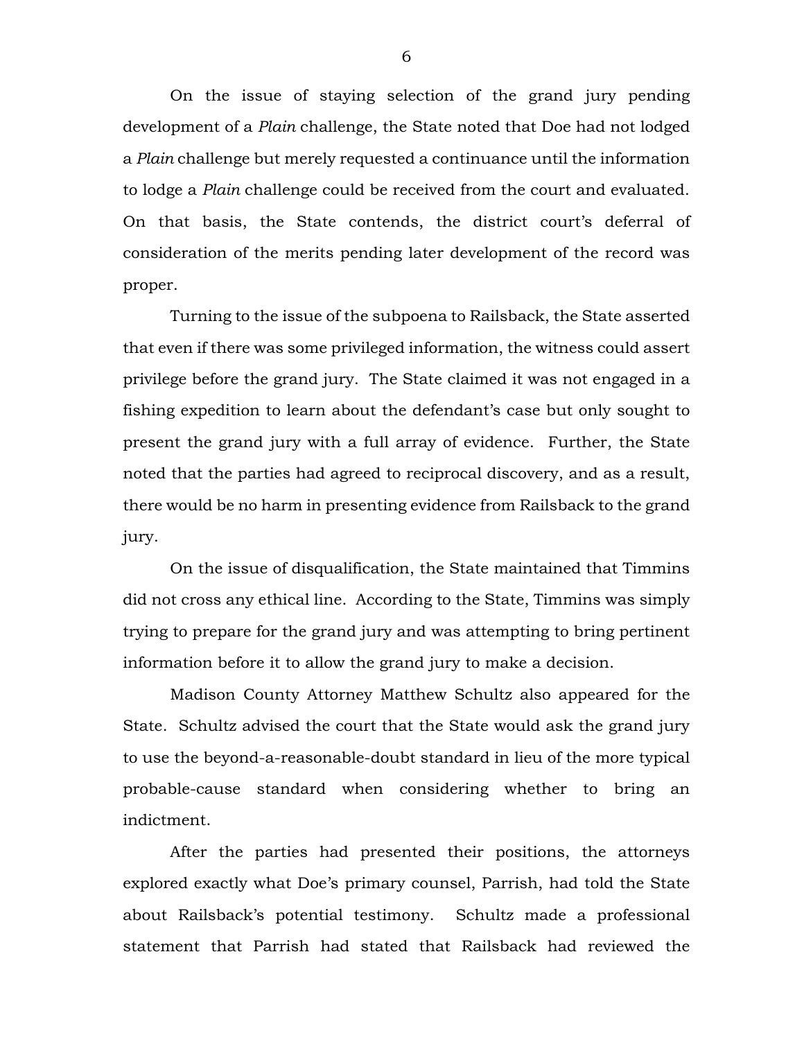On the issue of staying selection of the grand jury pending development of a *Plain* challenge, the State noted that Doe had not lodged a *Plain* challenge but merely requested a continuance until the information to lodge a *Plain* challenge could be received from the court and evaluated. On that basis, the State contends, the district court's deferral of consideration of the merits pending later development of the record was proper.

Turning to the issue of the subpoena to Railsback, the State asserted that even if there was some privileged information, the witness could assert privilege before the grand jury. The State claimed it was not engaged in a fishing expedition to learn about the defendant's case but only sought to present the grand jury with a full array of evidence. Further, the State noted that the parties had agreed to reciprocal discovery, and as a result, there would be no harm in presenting evidence from Railsback to the grand jury.

On the issue of disqualification, the State maintained that Timmins did not cross any ethical line. According to the State, Timmins was simply trying to prepare for the grand jury and was attempting to bring pertinent information before it to allow the grand jury to make a decision.

Madison County Attorney Matthew Schultz also appeared for the State. Schultz advised the court that the State would ask the grand jury to use the beyond-a-reasonable-doubt standard in lieu of the more typical probable-cause standard when considering whether to bring an indictment.

After the parties had presented their positions, the attorneys explored exactly what Doe's primary counsel, Parrish, had told the State about Railsback's potential testimony. Schultz made a professional statement that Parrish had stated that Railsback had reviewed the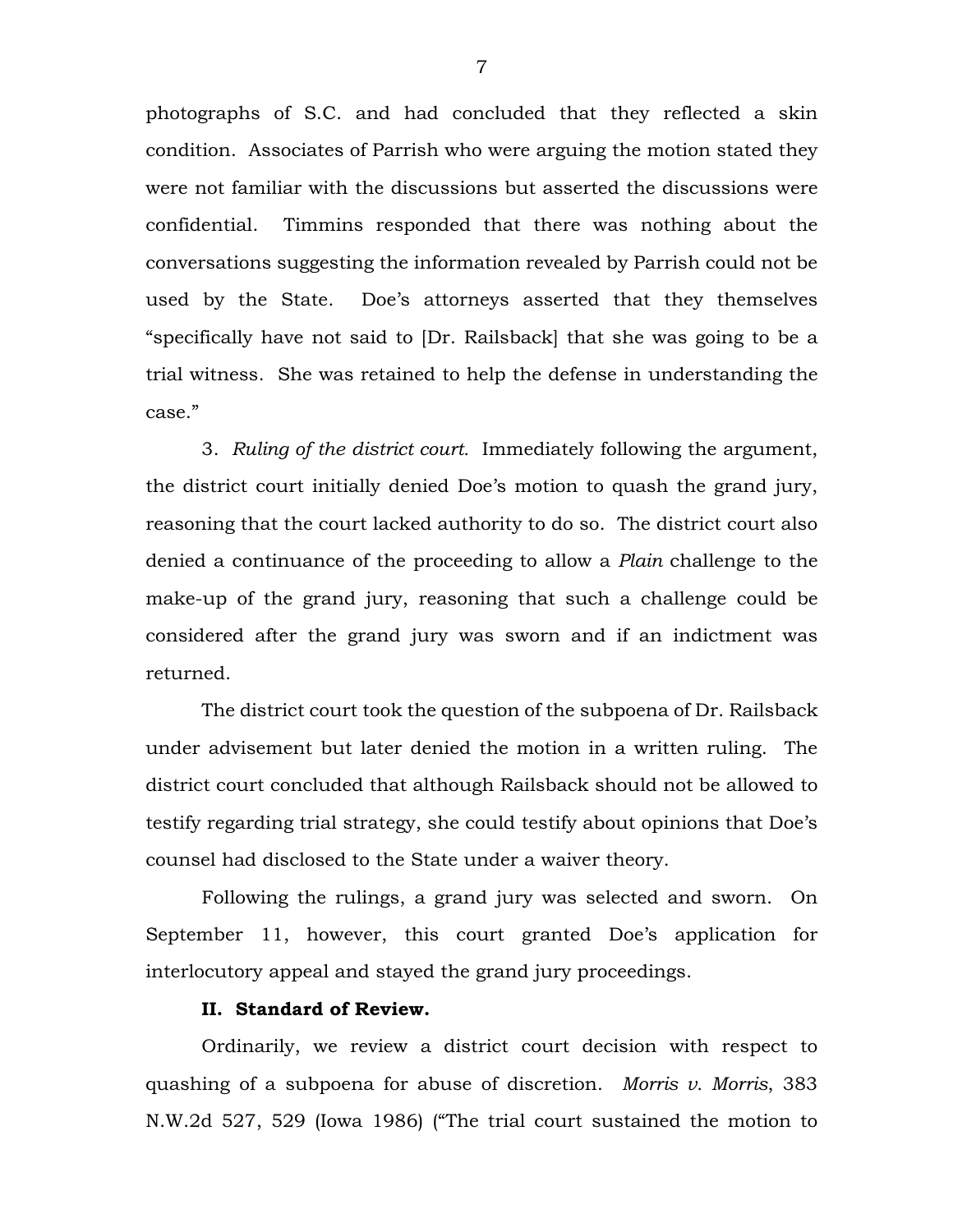photographs of S.C. and had concluded that they reflected a skin condition. Associates of Parrish who were arguing the motion stated they were not familiar with the discussions but asserted the discussions were confidential. Timmins responded that there was nothing about the conversations suggesting the information revealed by Parrish could not be used by the State. Doe's attorneys asserted that they themselves "specifically have not said to [Dr. Railsback] that she was going to be a trial witness. She was retained to help the defense in understanding the case."

3. *Ruling of the district court.* Immediately following the argument, the district court initially denied Doe's motion to quash the grand jury, reasoning that the court lacked authority to do so. The district court also denied a continuance of the proceeding to allow a *Plain* challenge to the make-up of the grand jury, reasoning that such a challenge could be considered after the grand jury was sworn and if an indictment was returned.

The district court took the question of the subpoena of Dr. Railsback under advisement but later denied the motion in a written ruling. The district court concluded that although Railsback should not be allowed to testify regarding trial strategy, she could testify about opinions that Doe's counsel had disclosed to the State under a waiver theory.

Following the rulings, a grand jury was selected and sworn. On September 11, however, this court granted Doe's application for interlocutory appeal and stayed the grand jury proceedings.

**II. Standard of Review.**

Ordinarily, we review a district court decision with respect to quashing of a subpoena for abuse of discretion. *Morris v. Morris*, 383 N.W.2d 527, 529 (Iowa 1986) ("The trial court sustained the motion to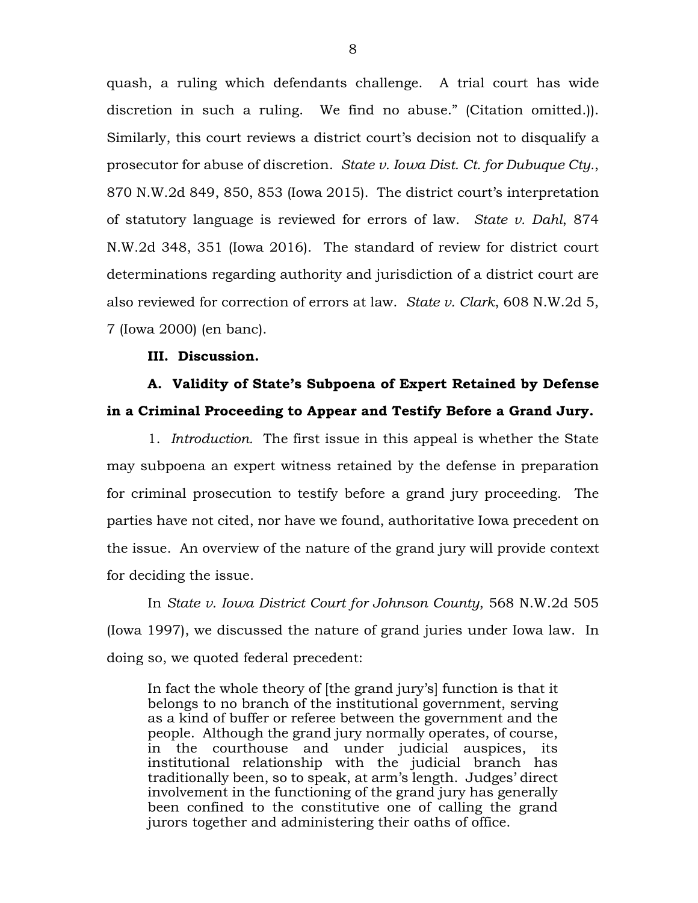quash, a ruling which defendants challenge. A trial court has wide discretion in such a ruling. We find no abuse." (Citation omitted.)). Similarly, this court reviews a district court's decision not to disqualify a prosecutor for abuse of discretion. *State v. Iowa Dist. Ct. for Dubuque Cty.*, 870 N.W.2d 849, 850, 853 (Iowa 2015). The district court's interpretation of statutory language is reviewed for errors of law. *State v. Dahl*, 874 N.W.2d 348, 351 (Iowa 2016). The standard of review for district court determinations regarding authority and jurisdiction of a district court are also reviewed for correction of errors at law. *State v. Clark*, 608 N.W.2d 5, 7 (Iowa 2000) (en banc).

**III. Discussion.**

**A. Validity of State's Subpoena of Expert Retained by Defense in a Criminal Proceeding to Appear and Testify Before a Grand Jury.**

1. *Introduction.* The first issue in this appeal is whether the State may subpoena an expert witness retained by the defense in preparation for criminal prosecution to testify before a grand jury proceeding. The parties have not cited, nor have we found, authoritative Iowa precedent on the issue. An overview of the nature of the grand jury will provide context for deciding the issue.

In *State v. Iowa District Court for Johnson County*, 568 N.W.2d 505 (Iowa 1997), we discussed the nature of grand juries under Iowa law. In doing so, we quoted federal precedent:

> In fact the whole theory of [the grand jury's] function is that it belongs to no branch of the institutional government, serving as a kind of buffer or referee between the government and the people. Although the grand jury normally operates, of course, in the courthouse and under judicial auspices, its institutional relationship with the judicial branch has traditionally been, so to speak, at arm's length. Judges' direct involvement in the functioning of the grand jury has generally been confined to the constitutive one of calling the grand jurors together and administering their oaths of office.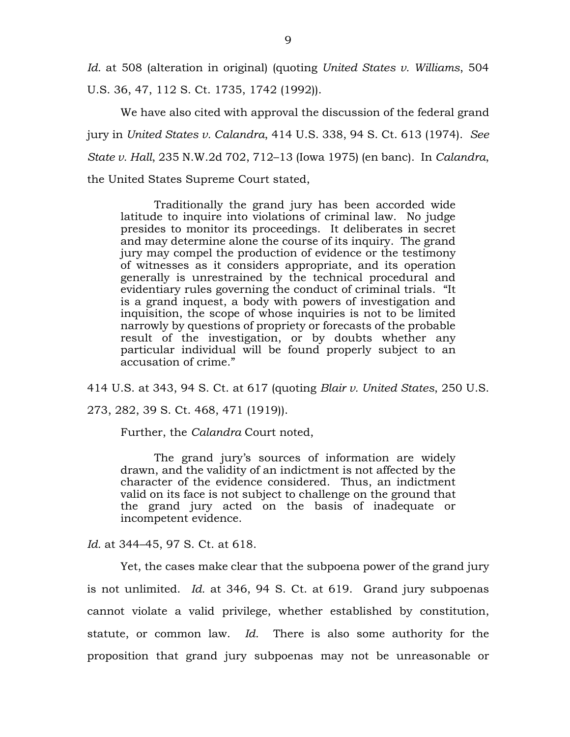*Id.* at 508 (alteration in original) (quoting *United States v. Williams*, 504 U.S. 36, 47, 112 S. Ct. 1735, 1742 (1992)).

We have also cited with approval the discussion of the federal grand jury in *United States v. Calandra*, 414 U.S. 338, 94 S. Ct. 613 (1974). *See State v. Hall*, 235 N.W.2d 702, 712–13 (Iowa 1975) (en banc). In *Calandra*, the United States Supreme Court stated,

> Traditionally the grand jury has been accorded wide latitude to inquire into violations of criminal law. No judge presides to monitor its proceedings. It deliberates in secret and may determine alone the course of its inquiry. The grand jury may compel the production of evidence or the testimony of witnesses as it considers appropriate, and its operation generally is unrestrained by the technical procedural and evidentiary rules governing the conduct of criminal trials. "It is a grand inquest, a body with powers of investigation and inquisition, the scope of whose inquiries is not to be limited narrowly by questions of propriety or forecasts of the probable result of the investigation, or by doubts whether any particular individual will be found properly subject to an accusation of crime."

414 U.S. at 343, 94 S. Ct. at 617 (quoting *Blair v. United States*, 250 U.S. 273, 282, 39 S. Ct. 468, 471 (1919)).

Further, the *Calandra* Court noted,

> The grand jury's sources of information are widely drawn, and the validity of an indictment is not affected by the character of the evidence considered. Thus, an indictment valid on its face is not subject to challenge on the ground that the grand jury acted on the basis of inadequate or incompetent evidence.

*Id.* at 344–45, 97 S. Ct. at 618.

Yet, the cases make clear that the subpoena power of the grand jury is not unlimited. *Id.* at 346, 94 S. Ct. at 619. Grand jury subpoenas cannot violate a valid privilege, whether established by constitution, statute, or common law. *Id.* There is also some authority for the proposition that grand jury subpoenas may not be unreasonable or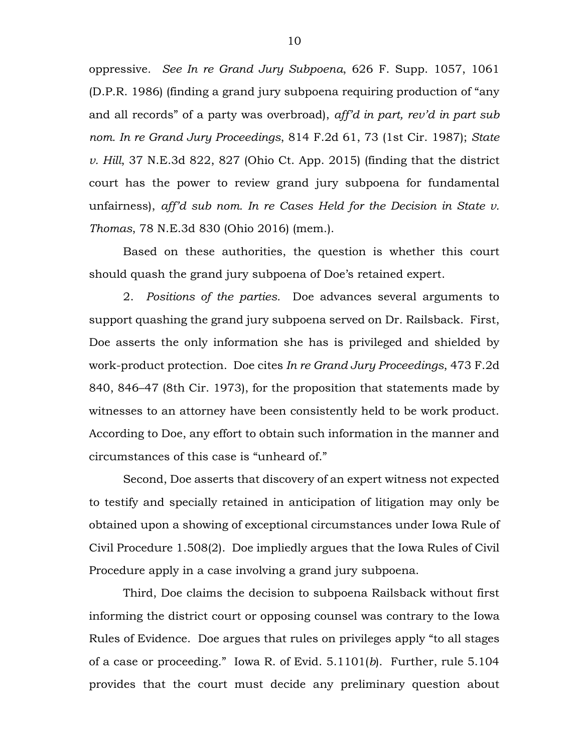oppressive. *See In re Grand Jury Subpoena*, 626 F. Supp. 1057, 1061 (D.P.R. 1986) (finding a grand jury subpoena requiring production of "any and all records" of a party was overbroad), *aff'd in part, rev'd in part sub nom. In re Grand Jury Proceedings*, 814 F.2d 61, 73 (1st Cir. 1987); *State v. Hill*, 37 N.E.3d 822, 827 (Ohio Ct. App. 2015) (finding that the district court has the power to review grand jury subpoena for fundamental unfairness), *aff'd sub nom. In re Cases Held for the Decision in State v. Thomas*, 78 N.E.3d 830 (Ohio 2016) (mem.).

Based on these authorities, the question is whether this court should quash the grand jury subpoena of Doe's retained expert.

2. *Positions of the parties.* Doe advances several arguments to support quashing the grand jury subpoena served on Dr. Railsback. First, Doe asserts the only information she has is privileged and shielded by work-product protection. Doe cites *In re Grand Jury Proceedings*, 473 F.2d 840, 846–47 (8th Cir. 1973), for the proposition that statements made by witnesses to an attorney have been consistently held to be work product. According to Doe, any effort to obtain such information in the manner and circumstances of this case is "unheard of."

Second, Doe asserts that discovery of an expert witness not expected to testify and specially retained in anticipation of litigation may only be obtained upon a showing of exceptional circumstances under Iowa Rule of Civil Procedure 1.508(2). Doe impliedly argues that the Iowa Rules of Civil Procedure apply in a case involving a grand jury subpoena.

Third, Doe claims the decision to subpoena Railsback without first informing the district court or opposing counsel was contrary to the Iowa Rules of Evidence. Doe argues that rules on privileges apply "to all stages of a case or proceeding." Iowa R. of Evid. 5.1101(*b*). Further, rule 5.104 provides that the court must decide any preliminary question about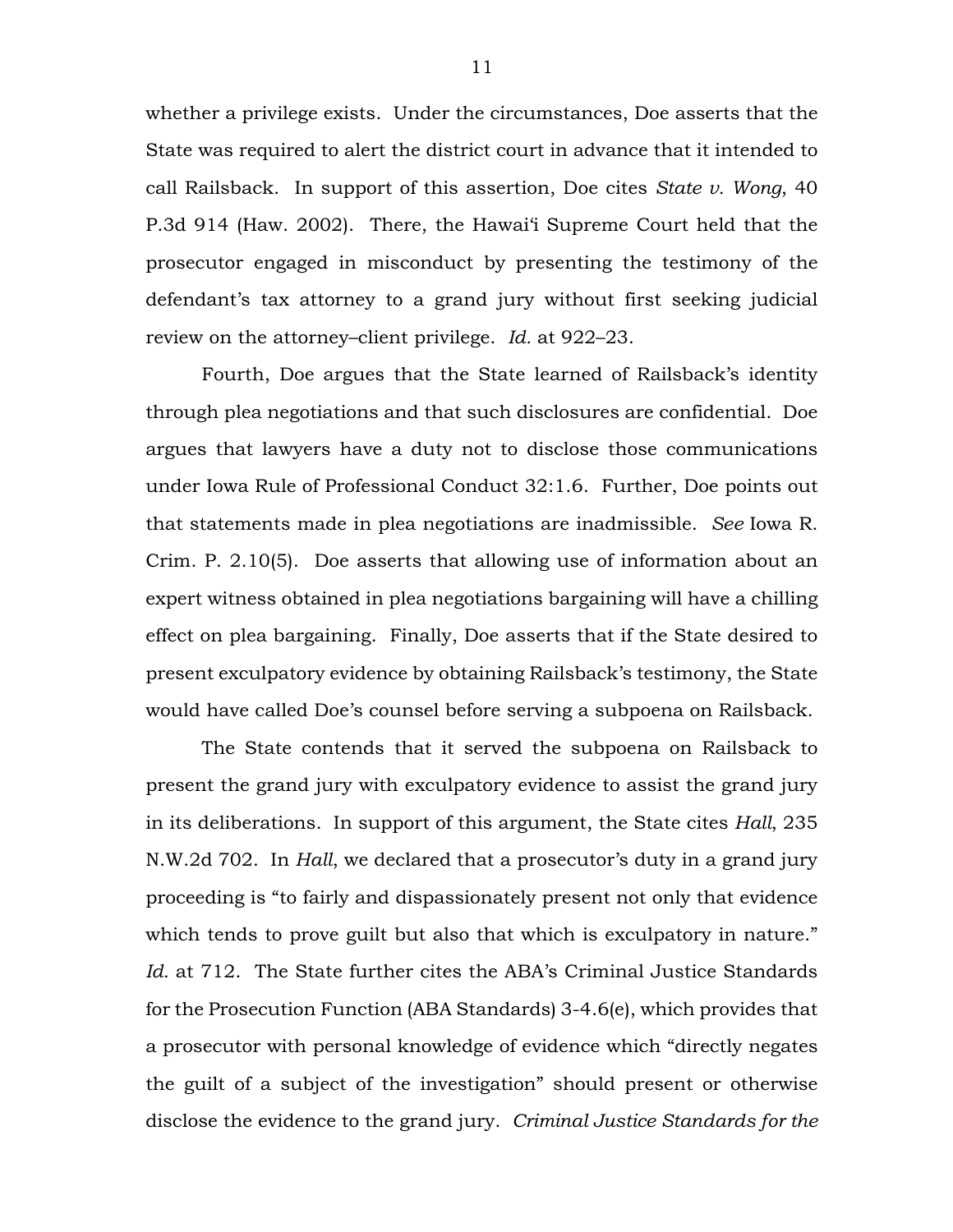whether a privilege exists. Under the circumstances, Doe asserts that the State was required to alert the district court in advance that it intended to call Railsback. In support of this assertion, Doe cites *State v. Wong*, 40 P.3d 914 (Haw. 2002). There, the Hawaiʻi Supreme Court held that the prosecutor engaged in misconduct by presenting the testimony of the defendant's tax attorney to a grand jury without first seeking judicial review on the attorney–client privilege. *Id.* at 922–23.

Fourth, Doe argues that the State learned of Railsback's identity through plea negotiations and that such disclosures are confidential. Doe argues that lawyers have a duty not to disclose those communications under Iowa Rule of Professional Conduct 32:1.6. Further, Doe points out that statements made in plea negotiations are inadmissible. *See* Iowa R. Crim. P. 2.10(5). Doe asserts that allowing use of information about an expert witness obtained in plea negotiations bargaining will have a chilling effect on plea bargaining. Finally, Doe asserts that if the State desired to present exculpatory evidence by obtaining Railsback's testimony, the State would have called Doe's counsel before serving a subpoena on Railsback.

The State contends that it served the subpoena on Railsback to present the grand jury with exculpatory evidence to assist the grand jury in its deliberations. In support of this argument, the State cites *Hall*, 235 N.W.2d 702. In *Hall*, we declared that a prosecutor's duty in a grand jury proceeding is "to fairly and dispassionately present not only that evidence which tends to prove guilt but also that which is exculpatory in nature." *Id.* at 712. The State further cites the ABA's Criminal Justice Standards for the Prosecution Function (ABA Standards) 3-4.6(e), which provides that a prosecutor with personal knowledge of evidence which "directly negates the guilt of a subject of the investigation" should present or otherwise disclose the evidence to the grand jury. *Criminal Justice Standards for the*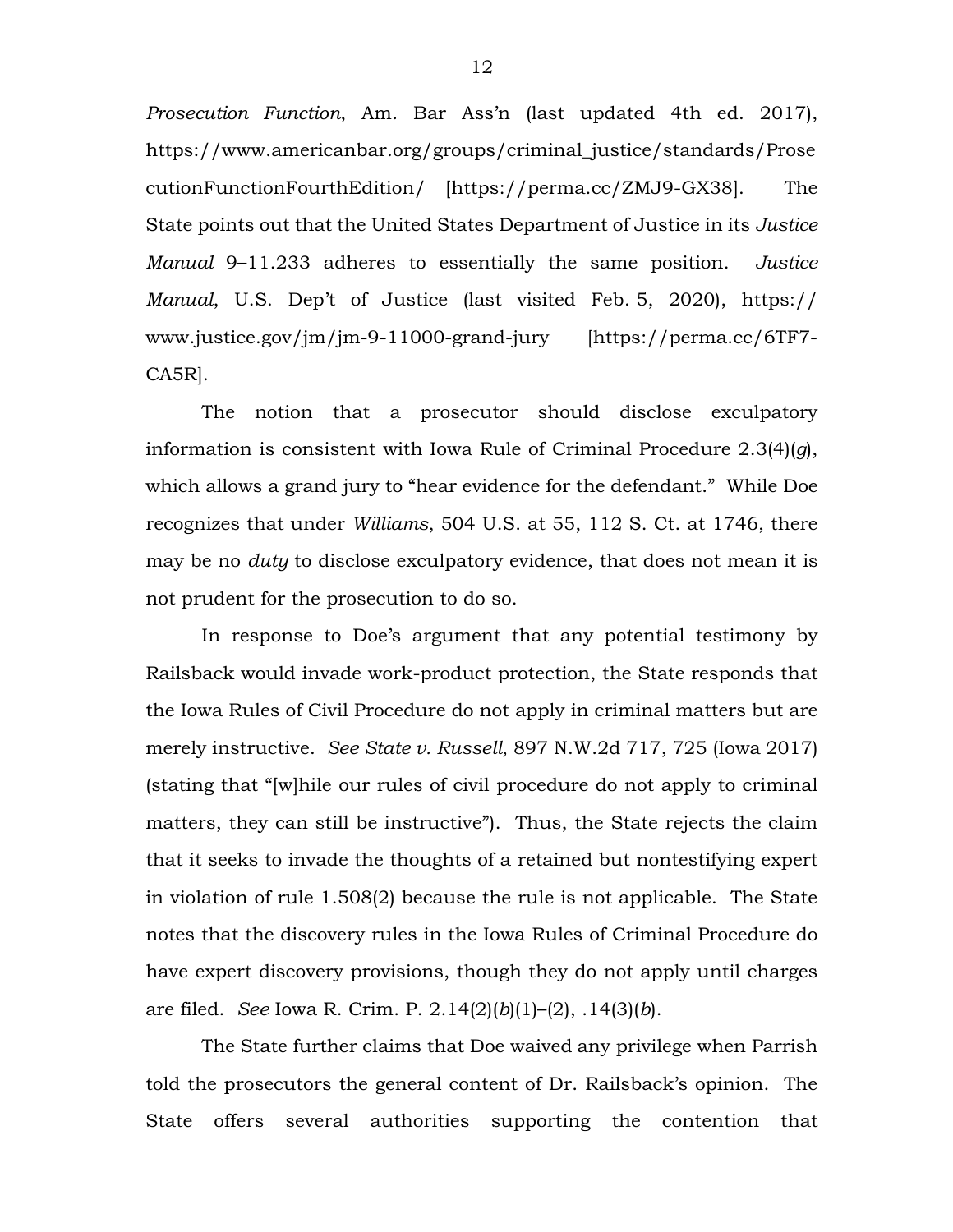*Prosecution Function*, Am. Bar Ass'n (last updated 4th ed. 2017), https://www.americanbar.org/groups/criminal_justice/standards/ProsecutionFunctionFourthEdition/ [https://perma.cc/ZMJ9-GX38]. The State points out that the United States Department of Justice in its *Justice Manual* 9–11.233 adheres to essentially the same position. *Justice Manual*, U.S. Dep't of Justice (last visited Feb. 5, 2020), https://www.justice.gov/jm/jm-9-11000-grand-jury [https://perma.cc/6TF7-CA5R].

The notion that a prosecutor should disclose exculpatory information is consistent with Iowa Rule of Criminal Procedure 2.3(4)(*g*), which allows a grand jury to "hear evidence for the defendant." While Doe recognizes that under *Williams*, 504 U.S. at 55, 112 S. Ct. at 1746, there may be no *duty* to disclose exculpatory evidence, that does not mean it is not prudent for the prosecution to do so.

In response to Doe's argument that any potential testimony by Railsback would invade work-product protection, the State responds that the Iowa Rules of Civil Procedure do not apply in criminal matters but are merely instructive. *See State v. Russell*, 897 N.W.2d 717, 725 (Iowa 2017) (stating that "[w]hile our rules of civil procedure do not apply to criminal matters, they can still be instructive"). Thus, the State rejects the claim that it seeks to invade the thoughts of a retained but nontestifying expert in violation of rule 1.508(2) because the rule is not applicable. The State notes that the discovery rules in the Iowa Rules of Criminal Procedure do have expert discovery provisions, though they do not apply until charges are filed. *See* Iowa R. Crim. P. 2.14(2)(*b*)(1)–(2), .14(3)(*b*).

The State further claims that Doe waived any privilege when Parrish told the prosecutors the general content of Dr. Railsback's opinion. The State offers several authorities supporting the contention that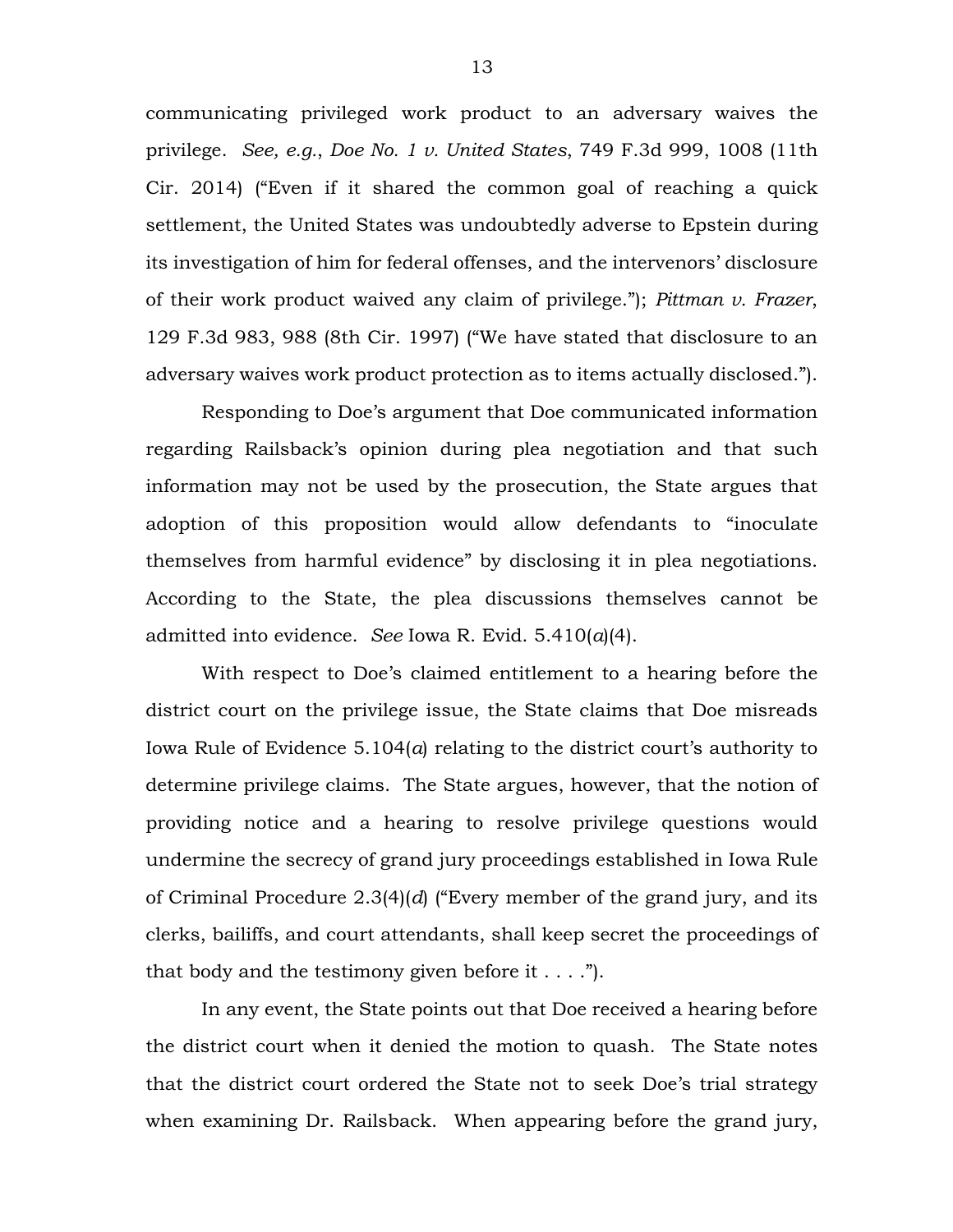communicating privileged work product to an adversary waives the privilege. *See, e.g.*, *Doe No. 1 v. United States*, 749 F.3d 999, 1008 (11th Cir. 2014) ("Even if it shared the common goal of reaching a quick settlement, the United States was undoubtedly adverse to Epstein during its investigation of him for federal offenses, and the intervenors' disclosure of their work product waived any claim of privilege."); *Pittman v. Frazer*, 129 F.3d 983, 988 (8th Cir. 1997) ("We have stated that disclosure to an adversary waives work product protection as to items actually disclosed.").

Responding to Doe's argument that Doe communicated information regarding Railsback's opinion during plea negotiation and that such information may not be used by the prosecution, the State argues that adoption of this proposition would allow defendants to "inoculate themselves from harmful evidence" by disclosing it in plea negotiations. According to the State, the plea discussions themselves cannot be admitted into evidence. *See* Iowa R. Evid. 5.410(*a*)(4).

With respect to Doe's claimed entitlement to a hearing before the district court on the privilege issue, the State claims that Doe misreads Iowa Rule of Evidence 5.104(*a*) relating to the district court's authority to determine privilege claims. The State argues, however, that the notion of providing notice and a hearing to resolve privilege questions would undermine the secrecy of grand jury proceedings established in Iowa Rule of Criminal Procedure 2.3(4)(*d*) ("Every member of the grand jury, and its clerks, bailiffs, and court attendants, shall keep secret the proceedings of that body and the testimony given before it . . . .").

In any event, the State points out that Doe received a hearing before the district court when it denied the motion to quash. The State notes that the district court ordered the State not to seek Doe's trial strategy when examining Dr. Railsback. When appearing before the grand jury,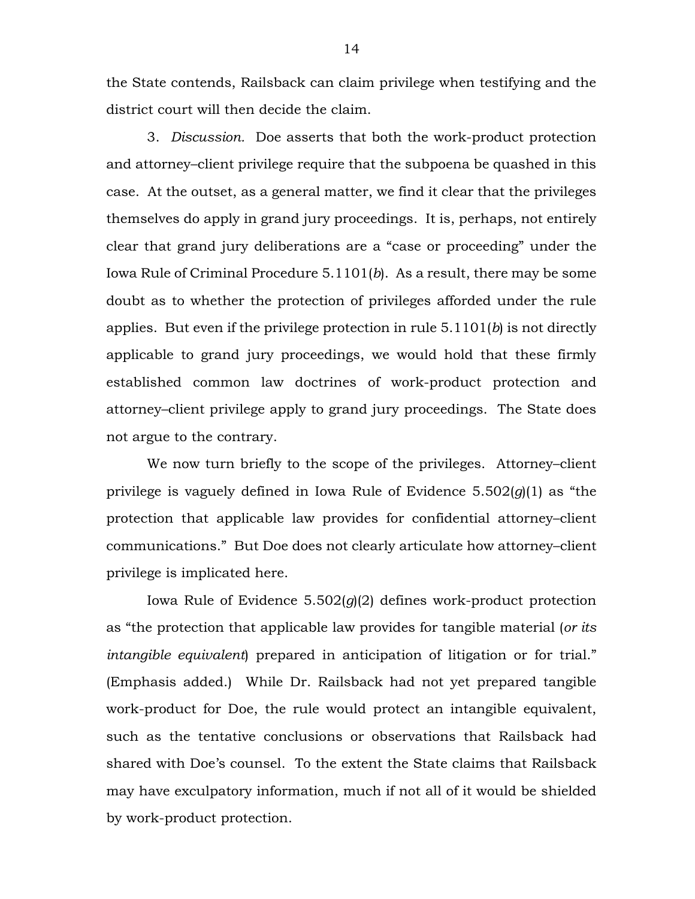the State contends, Railsback can claim privilege when testifying and the district court will then decide the claim.

3. *Discussion.* Doe asserts that both the work-product protection and attorney–client privilege require that the subpoena be quashed in this case. At the outset, as a general matter, we find it clear that the privileges themselves do apply in grand jury proceedings. It is, perhaps, not entirely clear that grand jury deliberations are a "case or proceeding" under the Iowa Rule of Criminal Procedure 5.1101(*b*). As a result, there may be some doubt as to whether the protection of privileges afforded under the rule applies. But even if the privilege protection in rule 5.1101(*b*) is not directly applicable to grand jury proceedings, we would hold that these firmly established common law doctrines of work-product protection and attorney–client privilege apply to grand jury proceedings. The State does not argue to the contrary.

We now turn briefly to the scope of the privileges. Attorney–client privilege is vaguely defined in Iowa Rule of Evidence 5.502(*g*)(1) as "the protection that applicable law provides for confidential attorney–client communications." But Doe does not clearly articulate how attorney–client privilege is implicated here.

Iowa Rule of Evidence 5.502(*g*)(2) defines work-product protection as "the protection that applicable law provides for tangible material (*or its intangible equivalent*) prepared in anticipation of litigation or for trial." (Emphasis added.) While Dr. Railsback had not yet prepared tangible work-product for Doe, the rule would protect an intangible equivalent, such as the tentative conclusions or observations that Railsback had shared with Doe's counsel. To the extent the State claims that Railsback may have exculpatory information, much if not all of it would be shielded by work-product protection.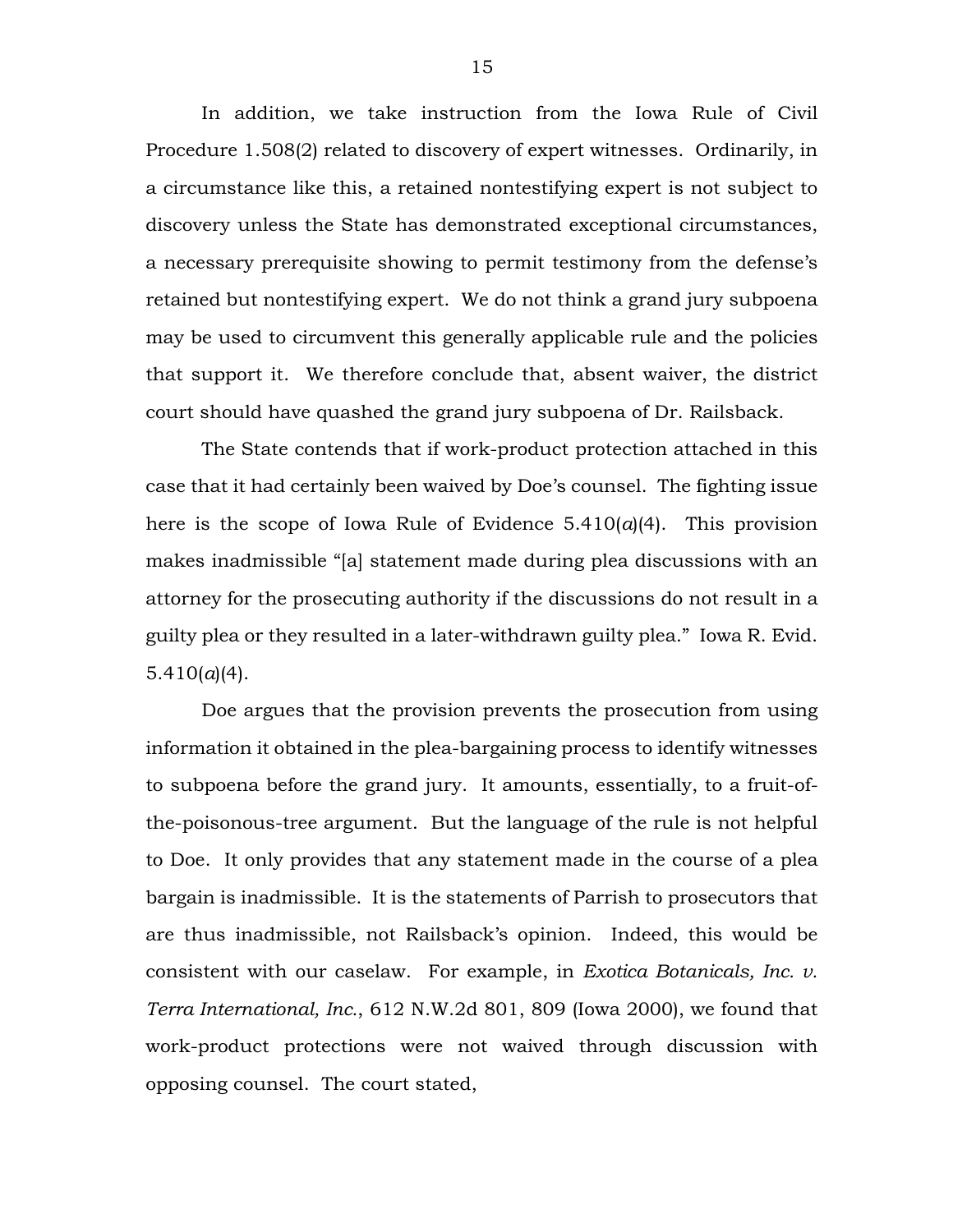In addition, we take instruction from the Iowa Rule of Civil Procedure 1.508(2) related to discovery of expert witnesses. Ordinarily, in a circumstance like this, a retained nontestifying expert is not subject to discovery unless the State has demonstrated exceptional circumstances, a necessary prerequisite showing to permit testimony from the defense's retained but nontestifying expert. We do not think a grand jury subpoena may be used to circumvent this generally applicable rule and the policies that support it. We therefore conclude that, absent waiver, the district court should have quashed the grand jury subpoena of Dr. Railsback.

The State contends that if work-product protection attached in this case that it had certainly been waived by Doe's counsel. The fighting issue here is the scope of Iowa Rule of Evidence 5.410(*a*)(4). This provision makes inadmissible "[a] statement made during plea discussions with an attorney for the prosecuting authority if the discussions do not result in a guilty plea or they resulted in a later-withdrawn guilty plea." Iowa R. Evid. 5.410(*a*)(4).

Doe argues that the provision prevents the prosecution from using information it obtained in the plea-bargaining process to identify witnesses to subpoena before the grand jury. It amounts, essentially, to a fruit-of-the-poisonous-tree argument. But the language of the rule is not helpful to Doe. It only provides that any statement made in the course of a plea bargain is inadmissible. It is the statements of Parrish to prosecutors that are thus inadmissible, not Railsback's opinion. Indeed, this would be consistent with our caselaw. For example, in *Exotica Botanicals, Inc. v. Terra International, Inc.*, 612 N.W.2d 801, 809 (Iowa 2000), we found that work-product protections were not waived through discussion with opposing counsel. The court stated,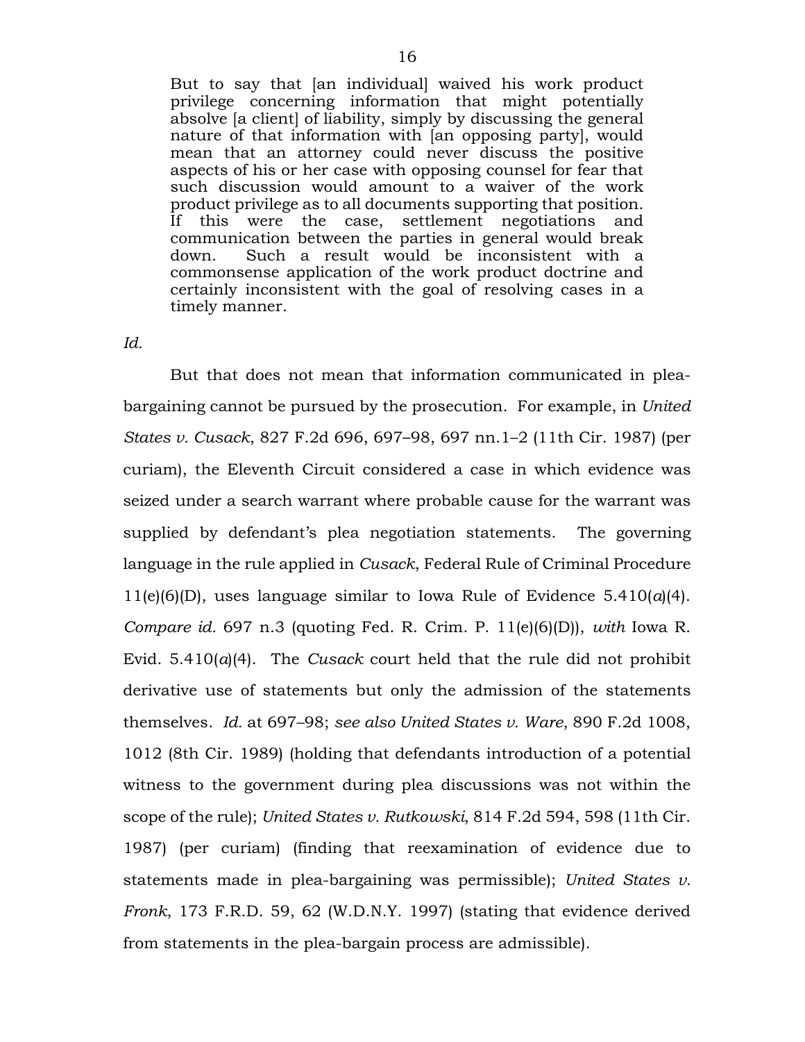> But to say that [an individual] waived his work product privilege concerning information that might potentially absolve [a client] of liability, simply by discussing the general nature of that information with [an opposing party], would mean that an attorney could never discuss the positive aspects of his or her case with opposing counsel for fear that such discussion would amount to a waiver of the work product privilege as to all documents supporting that position. If this were the case, settlement negotiations and communication between the parties in general would break down. Such a result would be inconsistent with a commonsense application of the work product doctrine and certainly inconsistent with the goal of resolving cases in a timely manner.

*Id.*

But that does not mean that information communicated in plea-bargaining cannot be pursued by the prosecution. For example, in *United States v. Cusack*, 827 F.2d 696, 697–98, 697 nn.1–2 (11th Cir. 1987) (per curiam), the Eleventh Circuit considered a case in which evidence was seized under a search warrant where probable cause for the warrant was supplied by defendant's plea negotiation statements. The governing language in the rule applied in *Cusack*, Federal Rule of Criminal Procedure 11(e)(6)(D), uses language similar to Iowa Rule of Evidence 5.410(*a*)(4). *Compare id.* 697 n.3 (quoting Fed. R. Crim. P. 11(e)(6)(D)), *with* Iowa R. Evid. 5.410(*a*)(4). The *Cusack* court held that the rule did not prohibit derivative use of statements but only the admission of the statements themselves. *Id.* at 697–98; *see also United States v. Ware*, 890 F.2d 1008, 1012 (8th Cir. 1989) (holding that defendants introduction of a potential witness to the government during plea discussions was not within the scope of the rule); *United States v. Rutkowski*, 814 F.2d 594, 598 (11th Cir. 1987) (per curiam) (finding that reexamination of evidence due to statements made in plea-bargaining was permissible); *United States v. Fronk*, 173 F.R.D. 59, 62 (W.D.N.Y. 1997) (stating that evidence derived from statements in the plea-bargain process are admissible).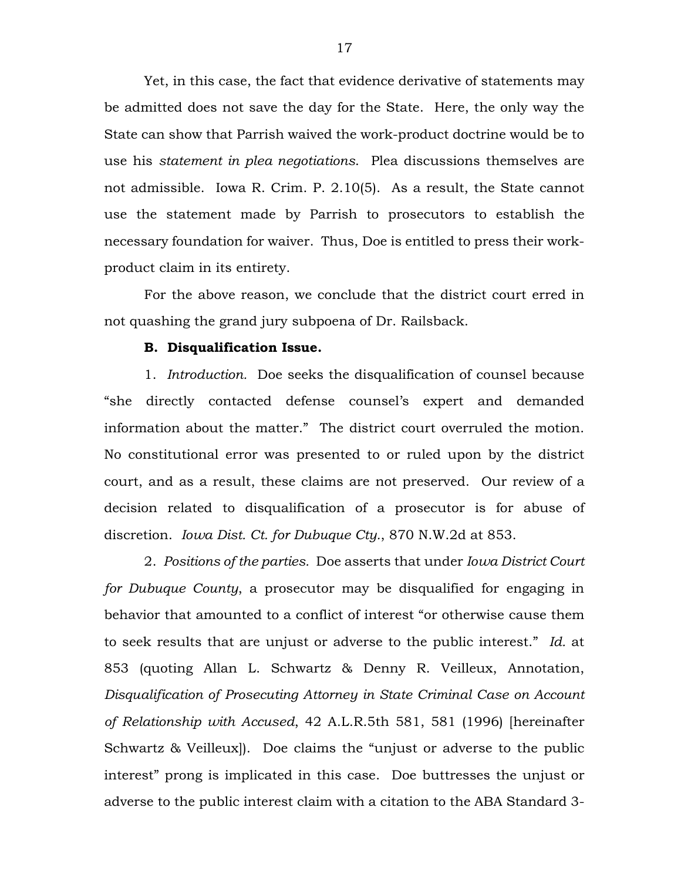Yet, in this case, the fact that evidence derivative of statements may be admitted does not save the day for the State. Here, the only way the State can show that Parrish waived the work-product doctrine would be to use his *statement in plea negotiations*. Plea discussions themselves are not admissible. Iowa R. Crim. P. 2.10(5). As a result, the State cannot use the statement made by Parrish to prosecutors to establish the necessary foundation for waiver. Thus, Doe is entitled to press their work-product claim in its entirety.

For the above reason, we conclude that the district court erred in not quashing the grand jury subpoena of Dr. Railsback.

**B. Disqualification Issue.**

1. *Introduction.* Doe seeks the disqualification of counsel because "she directly contacted defense counsel's expert and demanded information about the matter." The district court overruled the motion. No constitutional error was presented to or ruled upon by the district court, and as a result, these claims are not preserved. Our review of a decision related to disqualification of a prosecutor is for abuse of discretion. *Iowa Dist. Ct. for Dubuque Cty.*, 870 N.W.2d at 853.

2. *Positions of the parties.* Doe asserts that under *Iowa District Court for Dubuque County*, a prosecutor may be disqualified for engaging in behavior that amounted to a conflict of interest "or otherwise cause them to seek results that are unjust or adverse to the public interest." *Id.* at 853 (quoting Allan L. Schwartz & Denny R. Veilleux, Annotation, *Disqualification of Prosecuting Attorney in State Criminal Case on Account of Relationship with Accused*, 42 A.L.R.5th 581, 581 (1996) [hereinafter Schwartz & Veilleux]). Doe claims the "unjust or adverse to the public interest" prong is implicated in this case. Doe buttresses the unjust or adverse to the public interest claim with a citation to the ABA Standard 3-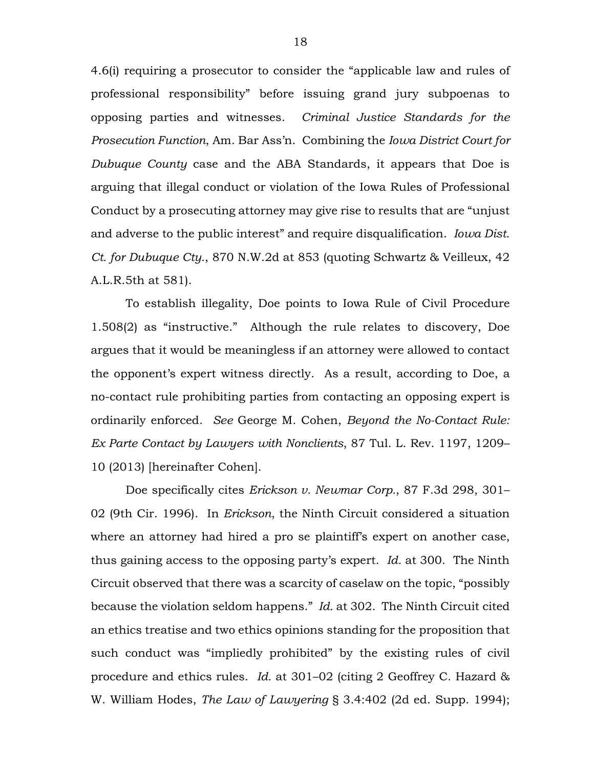4.6(i) requiring a prosecutor to consider the "applicable law and rules of professional responsibility" before issuing grand jury subpoenas to opposing parties and witnesses. *Criminal Justice Standards for the Prosecution Function*, Am. Bar Ass'n. Combining the *Iowa District Court for Dubuque County* case and the ABA Standards, it appears that Doe is arguing that illegal conduct or violation of the Iowa Rules of Professional Conduct by a prosecuting attorney may give rise to results that are "unjust and adverse to the public interest" and require disqualification. *Iowa Dist. Ct. for Dubuque Cty.*, 870 N.W.2d at 853 (quoting Schwartz & Veilleux, 42 A.L.R.5th at 581).

To establish illegality, Doe points to Iowa Rule of Civil Procedure 1.508(2) as "instructive." Although the rule relates to discovery, Doe argues that it would be meaningless if an attorney were allowed to contact the opponent's expert witness directly. As a result, according to Doe, a no-contact rule prohibiting parties from contacting an opposing expert is ordinarily enforced. *See* George M. Cohen, *Beyond the No-Contact Rule: Ex Parte Contact by Lawyers with Nonclients*, 87 Tul. L. Rev. 1197, 1209–10 (2013) [hereinafter Cohen].

Doe specifically cites *Erickson v. Newmar Corp.*, 87 F.3d 298, 301–02 (9th Cir. 1996). In *Erickson*, the Ninth Circuit considered a situation where an attorney had hired a pro se plaintiff's expert on another case, thus gaining access to the opposing party's expert. *Id.* at 300. The Ninth Circuit observed that there was a scarcity of caselaw on the topic, "possibly because the violation seldom happens." *Id.* at 302. The Ninth Circuit cited an ethics treatise and two ethics opinions standing for the proposition that such conduct was "impliedly prohibited" by the existing rules of civil procedure and ethics rules. *Id.* at 301–02 (citing 2 Geoffrey C. Hazard & W. William Hodes, *The Law of Lawyering* § 3.4:402 (2d ed. Supp. 1994);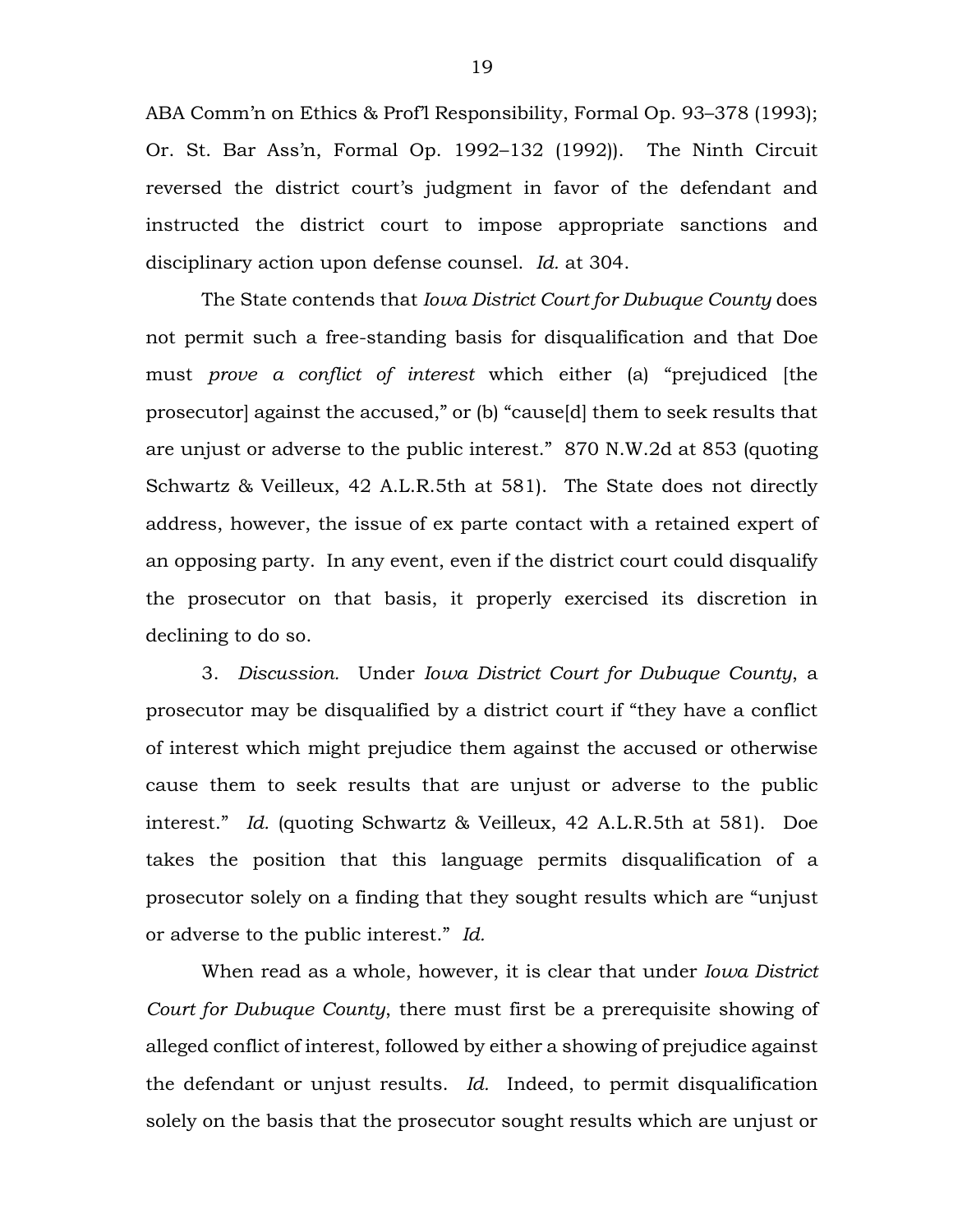ABA Comm'n on Ethics & Prof'l Responsibility, Formal Op. 93–378 (1993); Or. St. Bar Ass'n, Formal Op. 1992–132 (1992)). The Ninth Circuit reversed the district court's judgment in favor of the defendant and instructed the district court to impose appropriate sanctions and disciplinary action upon defense counsel. *Id.* at 304.

The State contends that *Iowa District Court for Dubuque County* does not permit such a free-standing basis for disqualification and that Doe must *prove a conflict of interest* which either (a) "prejudiced [the prosecutor] against the accused," or (b) "cause[d] them to seek results that are unjust or adverse to the public interest." 870 N.W.2d at 853 (quoting Schwartz & Veilleux, 42 A.L.R.5th at 581). The State does not directly address, however, the issue of ex parte contact with a retained expert of an opposing party. In any event, even if the district court could disqualify the prosecutor on that basis, it properly exercised its discretion in declining to do so.

3. *Discussion.* Under *Iowa District Court for Dubuque County*, a prosecutor may be disqualified by a district court if "they have a conflict of interest which might prejudice them against the accused or otherwise cause them to seek results that are unjust or adverse to the public interest." *Id.* (quoting Schwartz & Veilleux, 42 A.L.R.5th at 581). Doe takes the position that this language permits disqualification of a prosecutor solely on a finding that they sought results which are "unjust or adverse to the public interest." *Id.*

When read as a whole, however, it is clear that under *Iowa District Court for Dubuque County*, there must first be a prerequisite showing of alleged conflict of interest, followed by either a showing of prejudice against the defendant or unjust results. *Id.* Indeed, to permit disqualification solely on the basis that the prosecutor sought results which are unjust or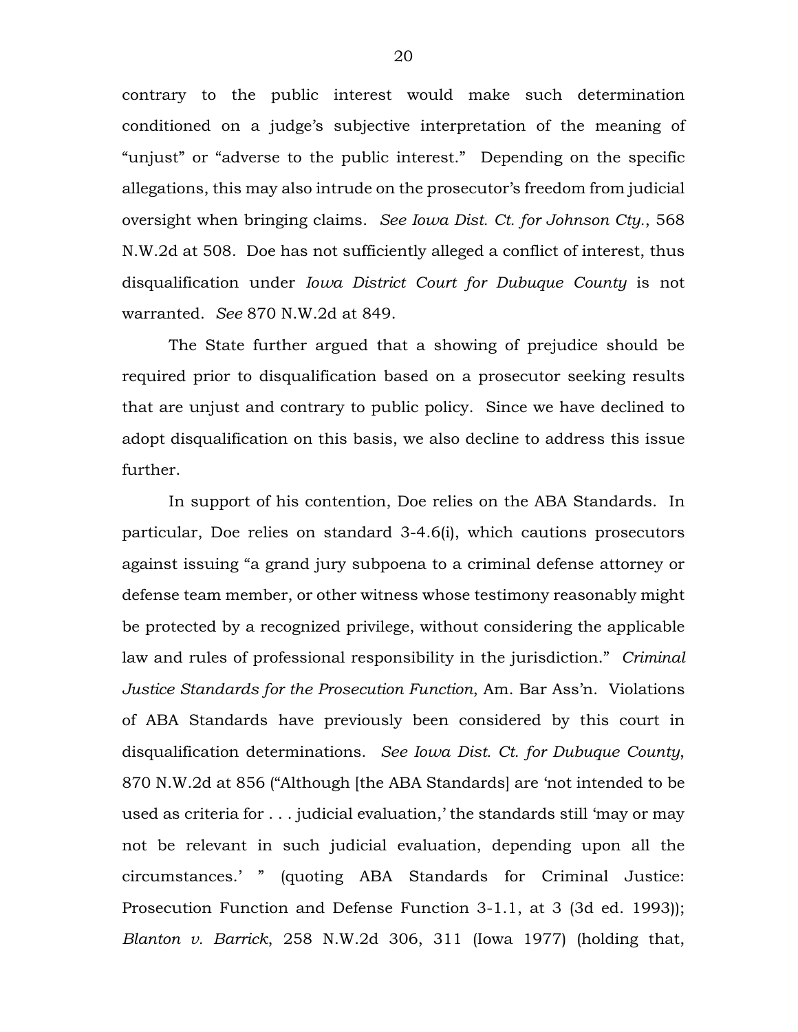contrary to the public interest would make such determination conditioned on a judge's subjective interpretation of the meaning of "unjust" or "adverse to the public interest." Depending on the specific allegations, this may also intrude on the prosecutor's freedom from judicial oversight when bringing claims. *See Iowa Dist. Ct. for Johnson Cty.*, 568 N.W.2d at 508. Doe has not sufficiently alleged a conflict of interest, thus disqualification under *Iowa District Court for Dubuque County* is not warranted. *See* 870 N.W.2d at 849.

The State further argued that a showing of prejudice should be required prior to disqualification based on a prosecutor seeking results that are unjust and contrary to public policy. Since we have declined to adopt disqualification on this basis, we also decline to address this issue further.

In support of his contention, Doe relies on the ABA Standards. In particular, Doe relies on standard 3-4.6(i), which cautions prosecutors against issuing "a grand jury subpoena to a criminal defense attorney or defense team member, or other witness whose testimony reasonably might be protected by a recognized privilege, without considering the applicable law and rules of professional responsibility in the jurisdiction." *Criminal Justice Standards for the Prosecution Function*, Am. Bar Ass'n. Violations of ABA Standards have previously been considered by this court in disqualification determinations. *See Iowa Dist. Ct. for Dubuque County*, 870 N.W.2d at 856 ("Although [the ABA Standards] are 'not intended to be used as criteria for . . . judicial evaluation,' the standards still 'may or may not be relevant in such judicial evaluation, depending upon all the circumstances.' " (quoting ABA Standards for Criminal Justice: Prosecution Function and Defense Function 3-1.1, at 3 (3d ed. 1993)); *Blanton v. Barrick*, 258 N.W.2d 306, 311 (Iowa 1977) (holding that,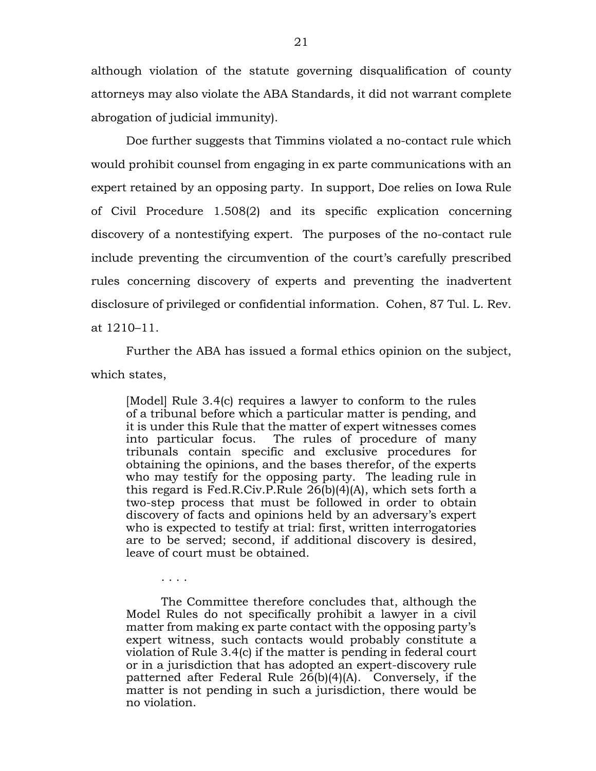although violation of the statute governing disqualification of county attorneys may also violate the ABA Standards, it did not warrant complete abrogation of judicial immunity).

Doe further suggests that Timmins violated a no-contact rule which would prohibit counsel from engaging in ex parte communications with an expert retained by an opposing party. In support, Doe relies on Iowa Rule of Civil Procedure 1.508(2) and its specific explication concerning discovery of a nontestifying expert. The purposes of the no-contact rule include preventing the circumvention of the court's carefully prescribed rules concerning discovery of experts and preventing the inadvertent disclosure of privileged or confidential information. Cohen, 87 Tul. L. Rev. at 1210–11.

Further the ABA has issued a formal ethics opinion on the subject, which states,

> [Model] Rule 3.4(c) requires a lawyer to conform to the rules of a tribunal before which a particular matter is pending, and it is under this Rule that the matter of expert witnesses comes into particular focus. The rules of procedure of many tribunals contain specific and exclusive procedures for obtaining the opinions, and the bases therefor, of the experts who may testify for the opposing party. The leading rule in this regard is Fed.R.Civ.P.Rule 26(b)(4)(A), which sets forth a two-step process that must be followed in order to obtain discovery of facts and opinions held by an adversary's expert who is expected to testify at trial: first, written interrogatories are to be served; second, if additional discovery is desired, leave of court must be obtained.
>
> . . . .
>
> The Committee therefore concludes that, although the Model Rules do not specifically prohibit a lawyer in a civil matter from making ex parte contact with the opposing party's expert witness, such contacts would probably constitute a violation of Rule 3.4(c) if the matter is pending in federal court or in a jurisdiction that has adopted an expert-discovery rule patterned after Federal Rule 26(b)(4)(A). Conversely, if the matter is not pending in such a jurisdiction, there would be no violation.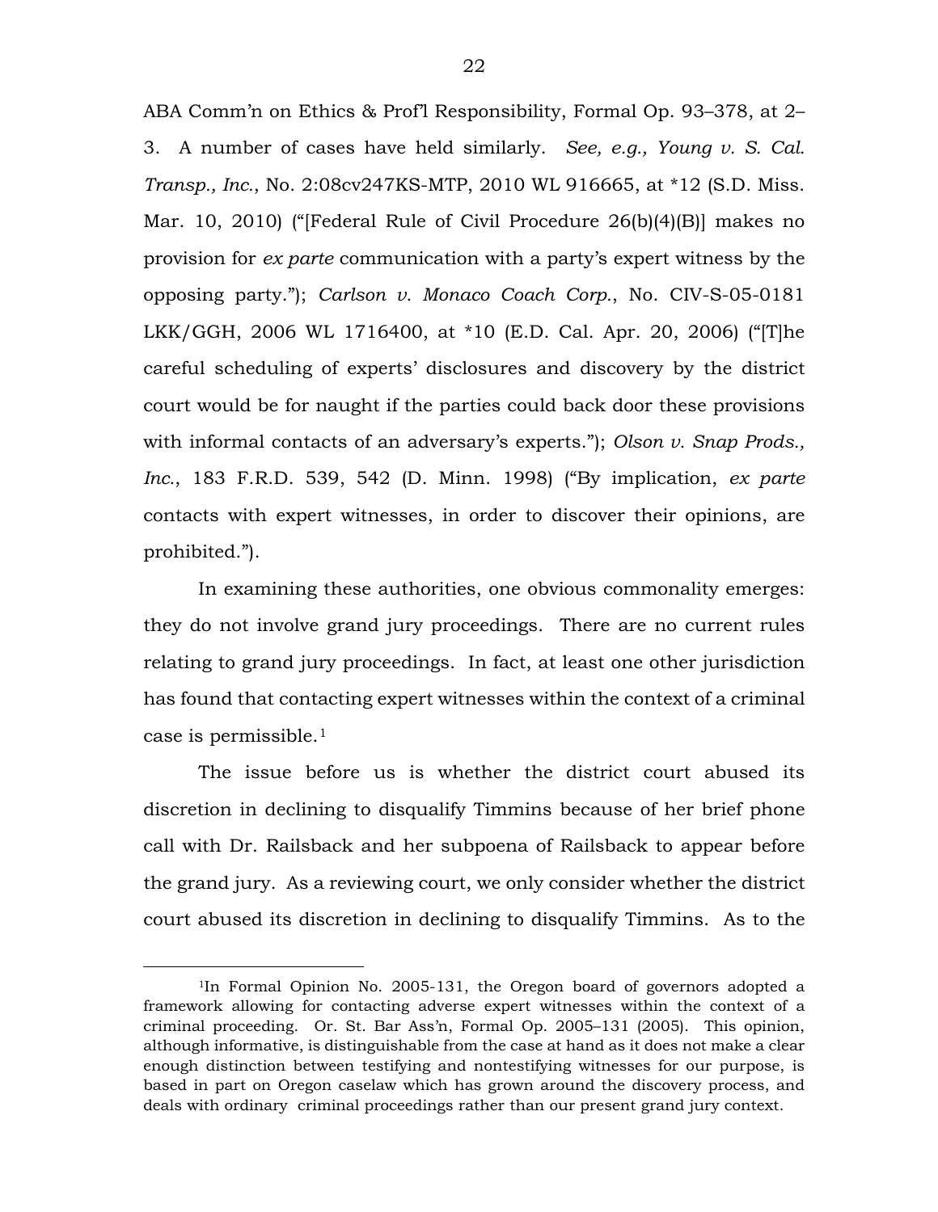ABA Comm'n on Ethics & Prof'l Responsibility, Formal Op. 93–378, at 2–3. A number of cases have held similarly. *See, e.g., Young v. S. Cal. Transp., Inc.*, No. 2:08cv247KS-MTP, 2010 WL 916665, at *12 (S.D. Miss. Mar. 10, 2010) ("[Federal Rule of Civil Procedure 26(b)(4)(B)] makes no provision for *ex parte* communication with a party's expert witness by the opposing party."); *Carlson v. Monaco Coach Corp.*, No. CIV-S-05-0181 LKK/GGH, 2006 WL 1716400, at *10 (E.D. Cal. Apr. 20, 2006) ("[T]he careful scheduling of experts' disclosures and discovery by the district court would be for naught if the parties could back door these provisions with informal contacts of an adversary's experts."); *Olson v. Snap Prods., Inc.*, 183 F.R.D. 539, 542 (D. Minn. 1998) ("By implication, *ex parte* contacts with expert witnesses, in order to discover their opinions, are prohibited.").

In examining these authorities, one obvious commonality emerges: they do not involve grand jury proceedings. There are no current rules relating to grand jury proceedings. In fact, at least one other jurisdiction has found that contacting expert witnesses within the context of a criminal case is permissible.[1]

The issue before us is whether the district court abused its discretion in declining to disqualify Timmins because of her brief phone call with Dr. Railsback and her subpoena of Railsback to appear before the grand jury. As a reviewing court, we only consider whether the district court abused its discretion in declining to disqualify Timmins. As to the

[1]In Formal Opinion No. 2005-131, the Oregon board of governors adopted a framework allowing for contacting adverse expert witnesses within the context of a criminal proceeding. Or. St. Bar Ass'n, Formal Op. 2005–131 (2005). This opinion, although informative, is distinguishable from the case at hand as it does not make a clear enough distinction between testifying and nontestifying witnesses for our purpose, is based in part on Oregon caselaw which has grown around the discovery process, and deals with ordinary criminal proceedings rather than our present grand jury context.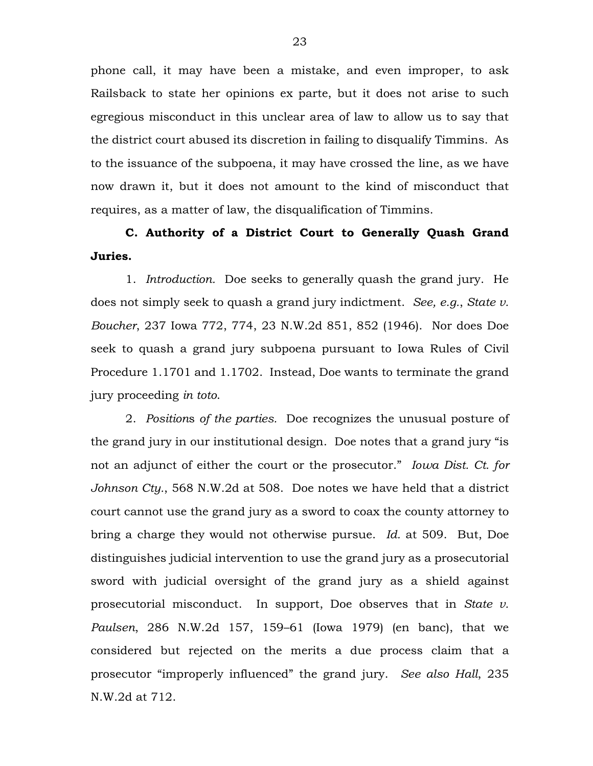phone call, it may have been a mistake, and even improper, to ask Railsback to state her opinions ex parte, but it does not arise to such egregious misconduct in this unclear area of law to allow us to say that the district court abused its discretion in failing to disqualify Timmins. As to the issuance of the subpoena, it may have crossed the line, as we have now drawn it, but it does not amount to the kind of misconduct that requires, as a matter of law, the disqualification of Timmins.

**C. Authority of a District Court to Generally Quash Grand Juries.**

1. *Introduction.* Doe seeks to generally quash the grand jury. He does not simply seek to quash a grand jury indictment. *See, e.g.*, *State v. Boucher*, 237 Iowa 772, 774, 23 N.W.2d 851, 852 (1946). Nor does Doe seek to quash a grand jury subpoena pursuant to Iowa Rules of Civil Procedure 1.1701 and 1.1702. Instead, Doe wants to terminate the grand jury proceeding *in toto*.

2. *Positions of the parties.* Doe recognizes the unusual posture of the grand jury in our institutional design. Doe notes that a grand jury "is not an adjunct of either the court or the prosecutor." *Iowa Dist. Ct. for Johnson Cty.*, 568 N.W.2d at 508. Doe notes we have held that a district court cannot use the grand jury as a sword to coax the county attorney to bring a charge they would not otherwise pursue. *Id.* at 509. But, Doe distinguishes judicial intervention to use the grand jury as a prosecutorial sword with judicial oversight of the grand jury as a shield against prosecutorial misconduct. In support, Doe observes that in *State v. Paulsen*, 286 N.W.2d 157, 159–61 (Iowa 1979) (en banc), that we considered but rejected on the merits a due process claim that a prosecutor "improperly influenced" the grand jury. *See also Hall*, 235 N.W.2d at 712.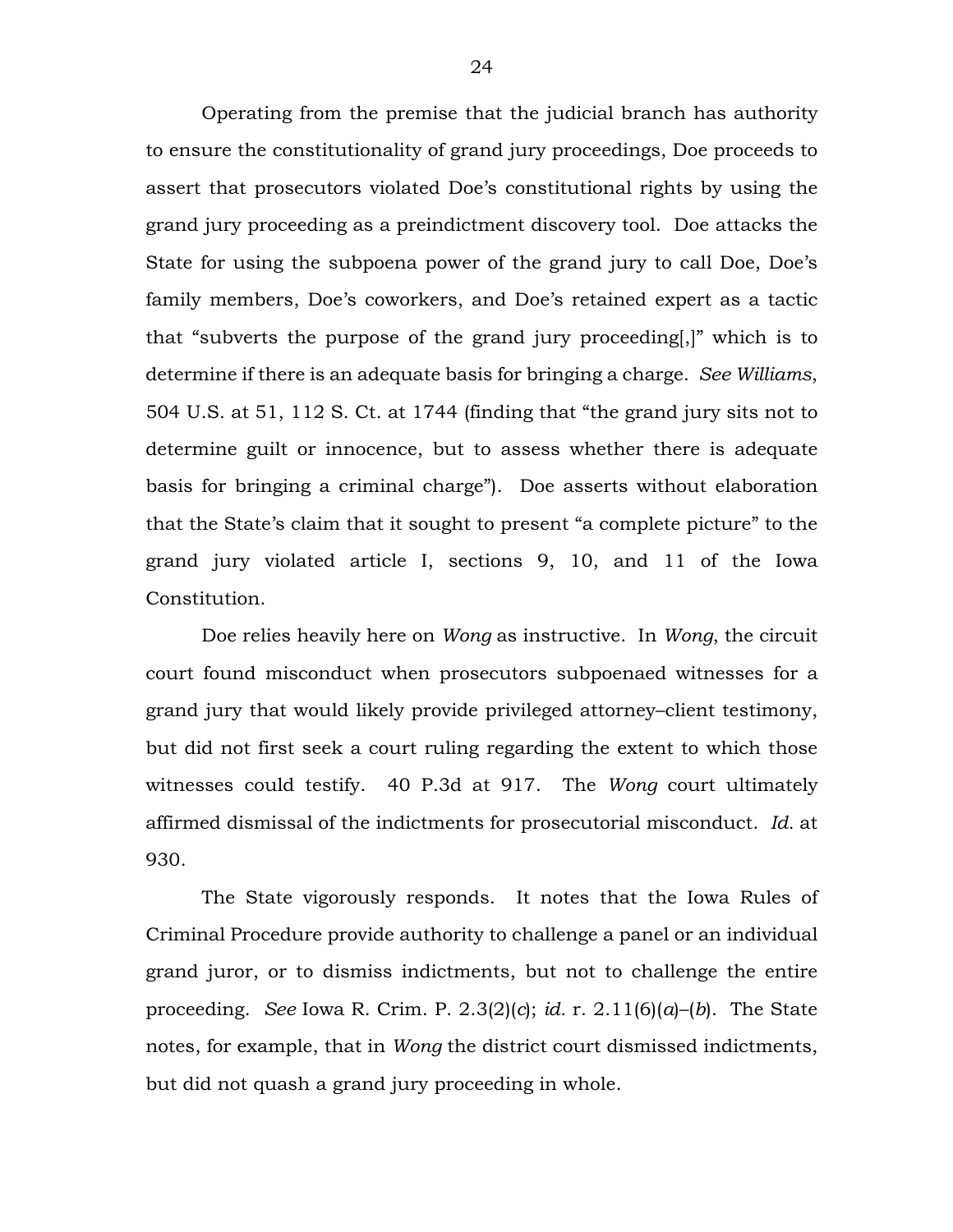Operating from the premise that the judicial branch has authority to ensure the constitutionality of grand jury proceedings, Doe proceeds to assert that prosecutors violated Doe's constitutional rights by using the grand jury proceeding as a preindictment discovery tool. Doe attacks the State for using the subpoena power of the grand jury to call Doe, Doe's family members, Doe's coworkers, and Doe's retained expert as a tactic that "subverts the purpose of the grand jury proceeding[,]" which is to determine if there is an adequate basis for bringing a charge. *See Williams*, 504 U.S. at 51, 112 S. Ct. at 1744 (finding that "the grand jury sits not to determine guilt or innocence, but to assess whether there is adequate basis for bringing a criminal charge"). Doe asserts without elaboration that the State's claim that it sought to present "a complete picture" to the grand jury violated article I, sections 9, 10, and 11 of the Iowa Constitution.

Doe relies heavily here on *Wong* as instructive. In *Wong*, the circuit court found misconduct when prosecutors subpoenaed witnesses for a grand jury that would likely provide privileged attorney–client testimony, but did not first seek a court ruling regarding the extent to which those witnesses could testify. 40 P.3d at 917. The *Wong* court ultimately affirmed dismissal of the indictments for prosecutorial misconduct. *Id.* at 930.

The State vigorously responds. It notes that the Iowa Rules of Criminal Procedure provide authority to challenge a panel or an individual grand juror, or to dismiss indictments, but not to challenge the entire proceeding. *See* Iowa R. Crim. P. 2.3(2)(*c*); *id.* r. 2.11(6)(*a*)–(*b*). The State notes, for example, that in *Wong* the district court dismissed indictments, but did not quash a grand jury proceeding in whole.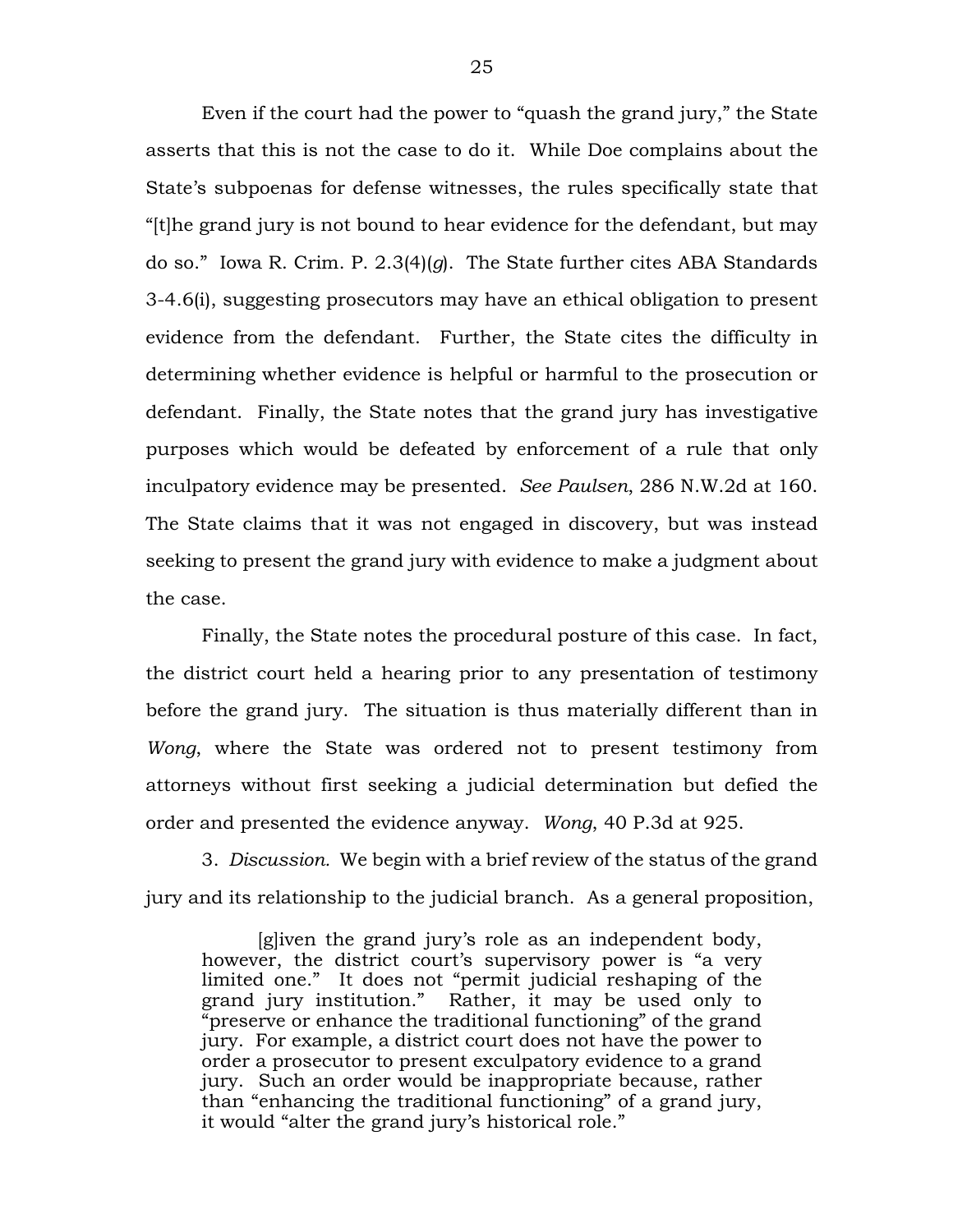Even if the court had the power to "quash the grand jury," the State asserts that this is not the case to do it. While Doe complains about the State's subpoenas for defense witnesses, the rules specifically state that "[t]he grand jury is not bound to hear evidence for the defendant, but may do so." Iowa R. Crim. P. 2.3(4)(*g*). The State further cites ABA Standards 3-4.6(i), suggesting prosecutors may have an ethical obligation to present evidence from the defendant. Further, the State cites the difficulty in determining whether evidence is helpful or harmful to the prosecution or defendant. Finally, the State notes that the grand jury has investigative purposes which would be defeated by enforcement of a rule that only inculpatory evidence may be presented. *See Paulsen*, 286 N.W.2d at 160. The State claims that it was not engaged in discovery, but was instead seeking to present the grand jury with evidence to make a judgment about the case.

Finally, the State notes the procedural posture of this case. In fact, the district court held a hearing prior to any presentation of testimony before the grand jury. The situation is thus materially different than in *Wong*, where the State was ordered not to present testimony from attorneys without first seeking a judicial determination but defied the order and presented the evidence anyway. *Wong*, 40 P.3d at 925.

3. *Discussion.* We begin with a brief review of the status of the grand jury and its relationship to the judicial branch. As a general proposition,

> [g]iven the grand jury's role as an independent body, however, the district court's supervisory power is "a very limited one." It does not "permit judicial reshaping of the grand jury institution." Rather, it may be used only to "preserve or enhance the traditional functioning" of the grand jury. For example, a district court does not have the power to order a prosecutor to present exculpatory evidence to a grand jury. Such an order would be inappropriate because, rather than "enhancing the traditional functioning" of a grand jury, it would "alter the grand jury's historical role."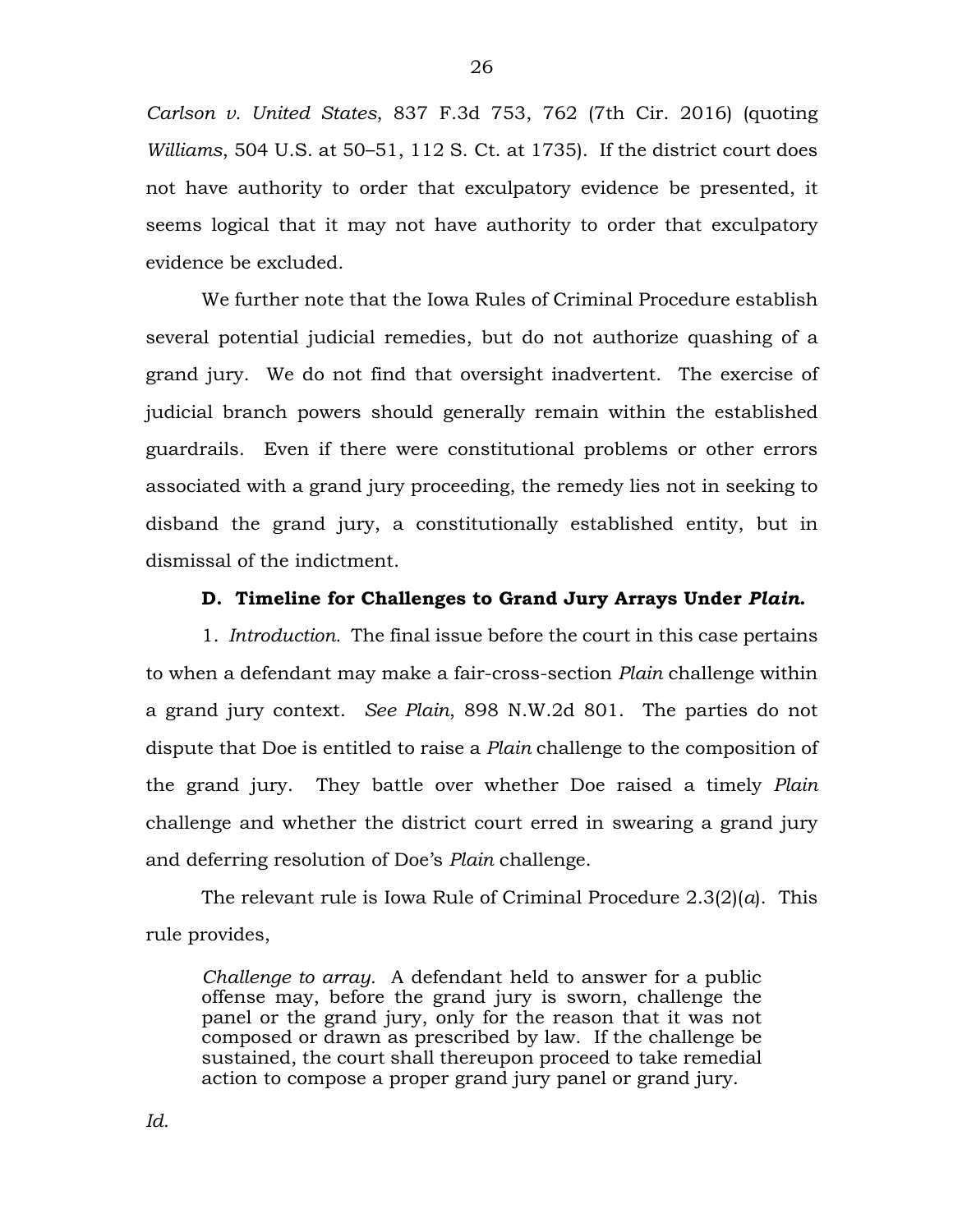*Carlson v. United States*, 837 F.3d 753, 762 (7th Cir. 2016) (quoting *Williams*, 504 U.S. at 50–51, 112 S. Ct. at 1735). If the district court does not have authority to order that exculpatory evidence be presented, it seems logical that it may not have authority to order that exculpatory evidence be excluded.

We further note that the Iowa Rules of Criminal Procedure establish several potential judicial remedies, but do not authorize quashing of a grand jury. We do not find that oversight inadvertent. The exercise of judicial branch powers should generally remain within the established guardrails. Even if there were constitutional problems or other errors associated with a grand jury proceeding, the remedy lies not in seeking to disband the grand jury, a constitutionally established entity, but in dismissal of the indictment.

**D. Timeline for Challenges to Grand Jury Arrays Under *Plain*.**

1. *Introduction.* The final issue before the court in this case pertains to when a defendant may make a fair-cross-section *Plain* challenge within a grand jury context. *See Plain*, 898 N.W.2d 801. The parties do not dispute that Doe is entitled to raise a *Plain* challenge to the composition of the grand jury. They battle over whether Doe raised a timely *Plain* challenge and whether the district court erred in swearing a grand jury and deferring resolution of Doe's *Plain* challenge.

The relevant rule is Iowa Rule of Criminal Procedure 2.3(2)(*a*). This rule provides,

> *Challenge to array.* A defendant held to answer for a public offense may, before the grand jury is sworn, challenge the panel or the grand jury, only for the reason that it was not composed or drawn as prescribed by law. If the challenge be sustained, the court shall thereupon proceed to take remedial action to compose a proper grand jury panel or grand jury.

*Id.*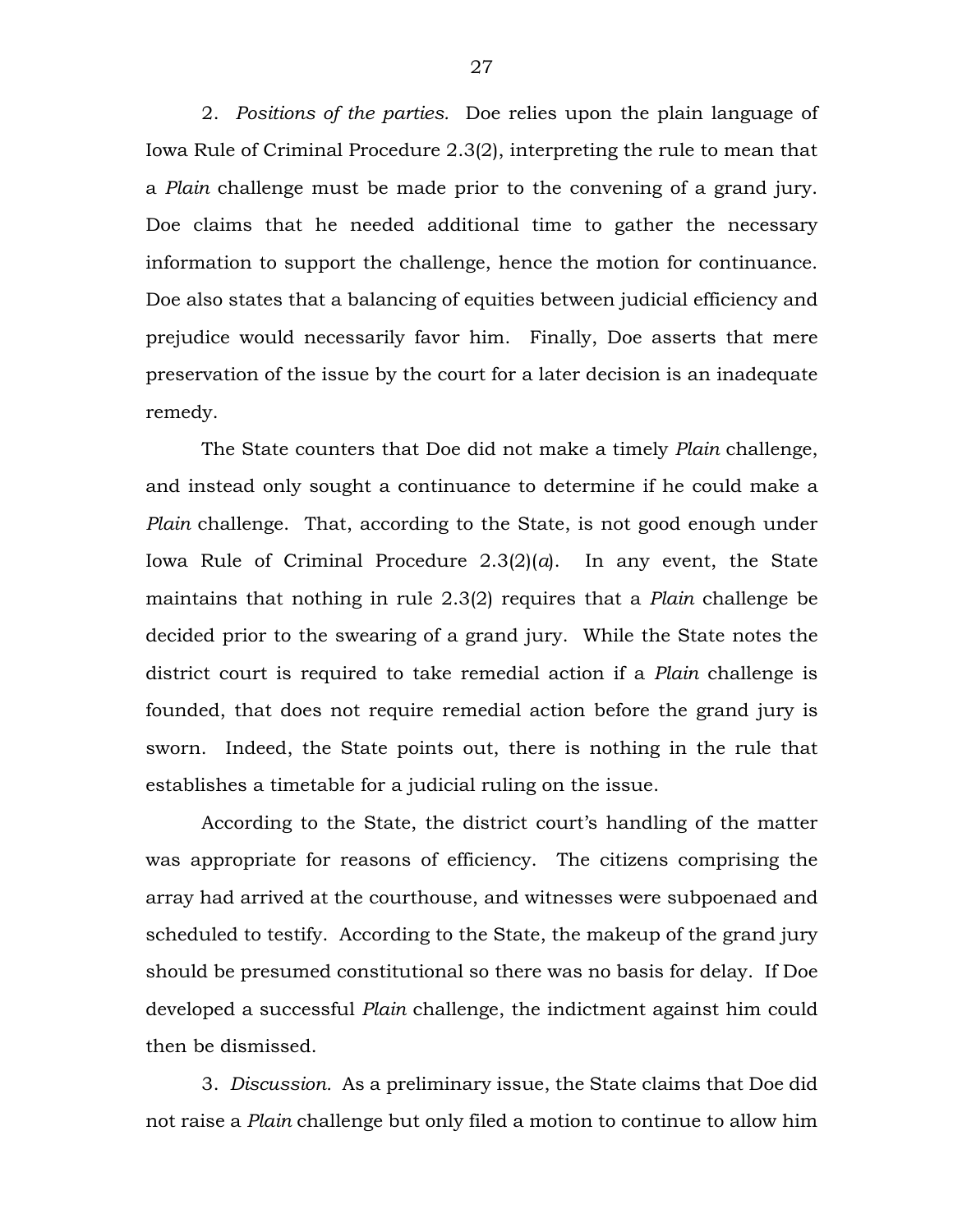2. *Positions of the parties.* Doe relies upon the plain language of Iowa Rule of Criminal Procedure 2.3(2), interpreting the rule to mean that a *Plain* challenge must be made prior to the convening of a grand jury. Doe claims that he needed additional time to gather the necessary information to support the challenge, hence the motion for continuance. Doe also states that a balancing of equities between judicial efficiency and prejudice would necessarily favor him. Finally, Doe asserts that mere preservation of the issue by the court for a later decision is an inadequate remedy.

The State counters that Doe did not make a timely *Plain* challenge, and instead only sought a continuance to determine if he could make a *Plain* challenge. That, according to the State, is not good enough under Iowa Rule of Criminal Procedure 2.3(2)(*a*). In any event, the State maintains that nothing in rule 2.3(2) requires that a *Plain* challenge be decided prior to the swearing of a grand jury. While the State notes the district court is required to take remedial action if a *Plain* challenge is founded, that does not require remedial action before the grand jury is sworn. Indeed, the State points out, there is nothing in the rule that establishes a timetable for a judicial ruling on the issue.

According to the State, the district court's handling of the matter was appropriate for reasons of efficiency. The citizens comprising the array had arrived at the courthouse, and witnesses were subpoenaed and scheduled to testify. According to the State, the makeup of the grand jury should be presumed constitutional so there was no basis for delay. If Doe developed a successful *Plain* challenge, the indictment against him could then be dismissed.

3. *Discussion.* As a preliminary issue, the State claims that Doe did not raise a *Plain* challenge but only filed a motion to continue to allow him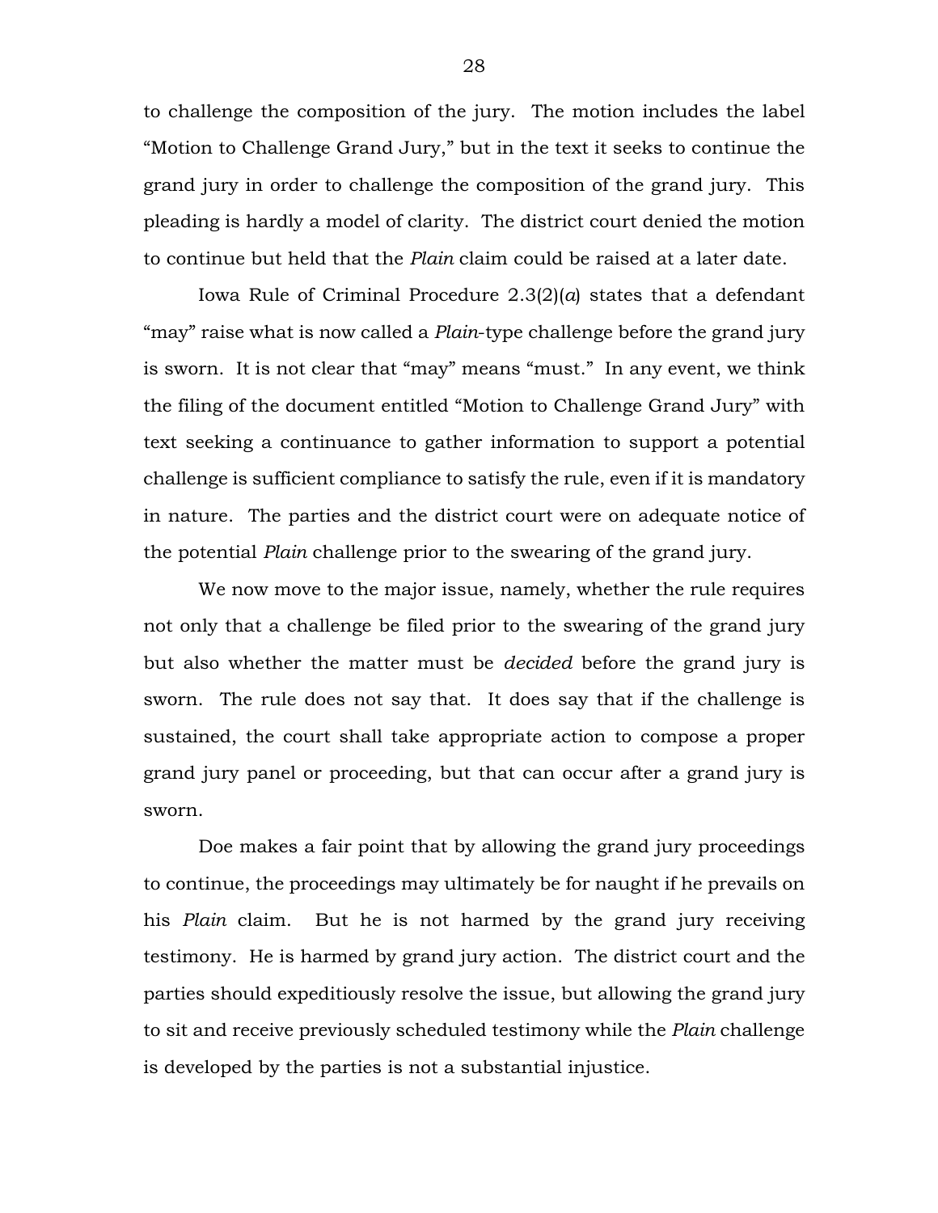to challenge the composition of the jury. The motion includes the label "Motion to Challenge Grand Jury," but in the text it seeks to continue the grand jury in order to challenge the composition of the grand jury. This pleading is hardly a model of clarity. The district court denied the motion to continue but held that the *Plain* claim could be raised at a later date.

Iowa Rule of Criminal Procedure 2.3(2)(*a*) states that a defendant "may" raise what is now called a *Plain*-type challenge before the grand jury is sworn. It is not clear that "may" means "must." In any event, we think the filing of the document entitled "Motion to Challenge Grand Jury" with text seeking a continuance to gather information to support a potential challenge is sufficient compliance to satisfy the rule, even if it is mandatory in nature. The parties and the district court were on adequate notice of the potential *Plain* challenge prior to the swearing of the grand jury.

We now move to the major issue, namely, whether the rule requires not only that a challenge be filed prior to the swearing of the grand jury but also whether the matter must be *decided* before the grand jury is sworn. The rule does not say that. It does say that if the challenge is sustained, the court shall take appropriate action to compose a proper grand jury panel or proceeding, but that can occur after a grand jury is sworn.

Doe makes a fair point that by allowing the grand jury proceedings to continue, the proceedings may ultimately be for naught if he prevails on his *Plain* claim. But he is not harmed by the grand jury receiving testimony. He is harmed by grand jury action. The district court and the parties should expeditiously resolve the issue, but allowing the grand jury to sit and receive previously scheduled testimony while the *Plain* challenge is developed by the parties is not a substantial injustice.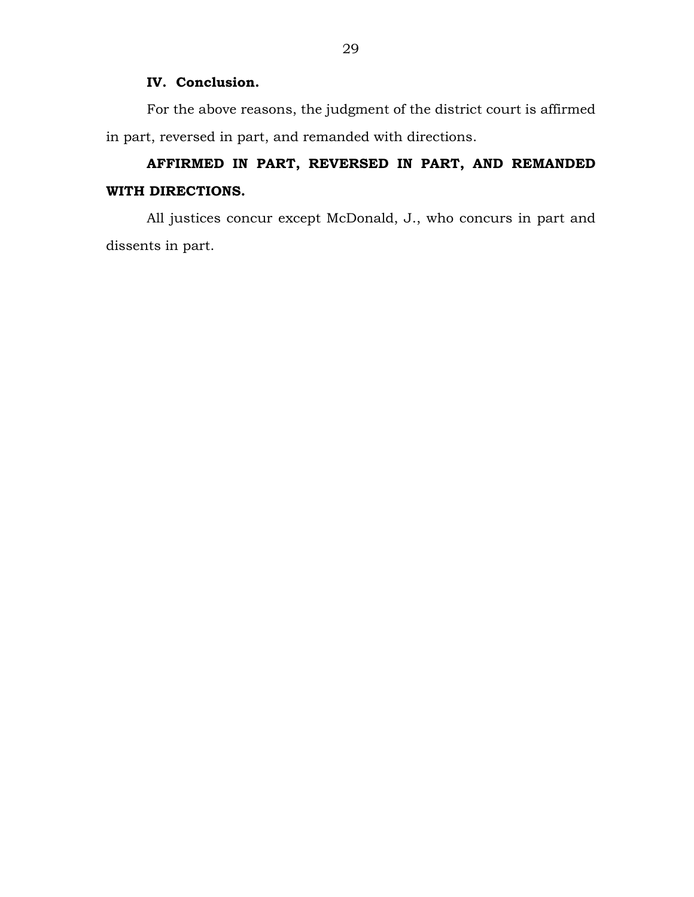## IV. Conclusion.

For the above reasons, the judgment of the district court is affirmed in part, reversed in part, and remanded with directions.

**AFFIRMED IN PART, REVERSED IN PART, AND REMANDED WITH DIRECTIONS.**

All justices concur except McDonald, J., who concurs in part and dissents in part.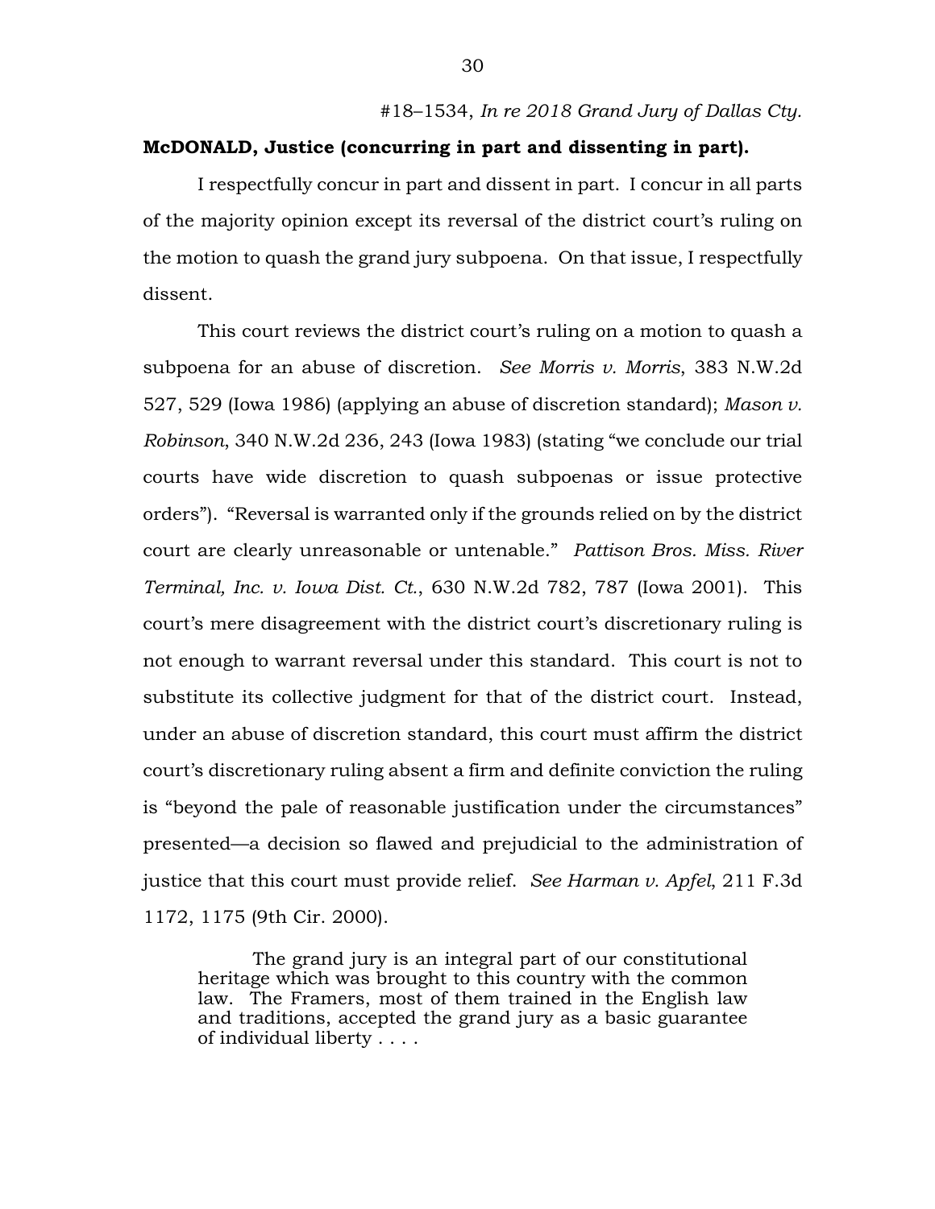#18–1534, *In re 2018 Grand Jury of Dallas Cty.*

**McDONALD, Justice (concurring in part and dissenting in part).**

I respectfully concur in part and dissent in part. I concur in all parts of the majority opinion except its reversal of the district court's ruling on the motion to quash the grand jury subpoena. On that issue, I respectfully dissent.

This court reviews the district court's ruling on a motion to quash a subpoena for an abuse of discretion. *See Morris v. Morris*, 383 N.W.2d 527, 529 (Iowa 1986) (applying an abuse of discretion standard); *Mason v. Robinson*, 340 N.W.2d 236, 243 (Iowa 1983) (stating "we conclude our trial courts have wide discretion to quash subpoenas or issue protective orders"). "Reversal is warranted only if the grounds relied on by the district court are clearly unreasonable or untenable." *Pattison Bros. Miss. River Terminal, Inc. v. Iowa Dist. Ct.*, 630 N.W.2d 782, 787 (Iowa 2001). This court's mere disagreement with the district court's discretionary ruling is not enough to warrant reversal under this standard. This court is not to substitute its collective judgment for that of the district court. Instead, under an abuse of discretion standard, this court must affirm the district court's discretionary ruling absent a firm and definite conviction the ruling is "beyond the pale of reasonable justification under the circumstances" presented—a decision so flawed and prejudicial to the administration of justice that this court must provide relief. *See Harman v. Apfel*, 211 F.3d 1172, 1175 (9th Cir. 2000).

> The grand jury is an integral part of our constitutional heritage which was brought to this country with the common law. The Framers, most of them trained in the English law and traditions, accepted the grand jury as a basic guarantee of individual liberty . . . .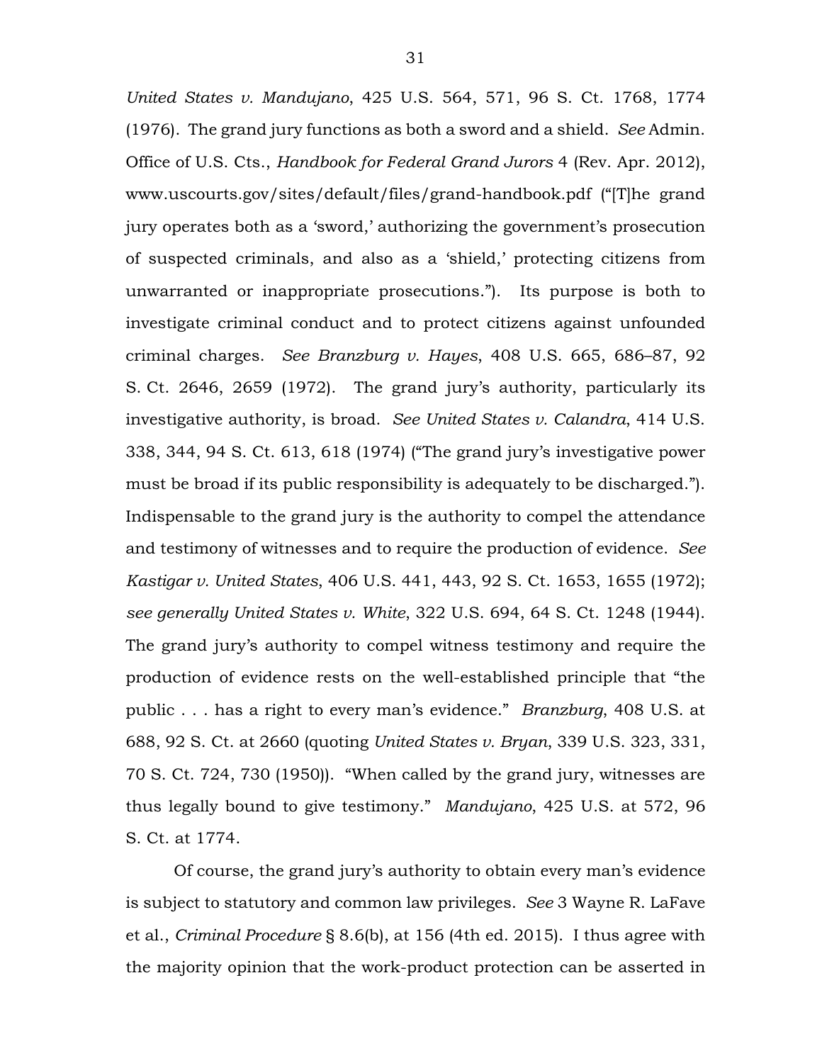*United States v. Mandujano*, 425 U.S. 564, 571, 96 S. Ct. 1768, 1774 (1976). The grand jury functions as both a sword and a shield. *See* Admin. Office of U.S. Cts., *Handbook for Federal Grand Jurors* 4 (Rev. Apr. 2012), www.uscourts.gov/sites/default/files/grand-handbook.pdf ("[T]he grand jury operates both as a 'sword,' authorizing the government's prosecution of suspected criminals, and also as a 'shield,' protecting citizens from unwarranted or inappropriate prosecutions."). Its purpose is both to investigate criminal conduct and to protect citizens against unfounded criminal charges. *See Branzburg v. Hayes*, 408 U.S. 665, 686–87, 92 S. Ct. 2646, 2659 (1972). The grand jury's authority, particularly its investigative authority, is broad. *See United States v. Calandra*, 414 U.S. 338, 344, 94 S. Ct. 613, 618 (1974) ("The grand jury's investigative power must be broad if its public responsibility is adequately to be discharged."). Indispensable to the grand jury is the authority to compel the attendance and testimony of witnesses and to require the production of evidence. *See Kastigar v. United States*, 406 U.S. 441, 443, 92 S. Ct. 1653, 1655 (1972); *see generally United States v. White*, 322 U.S. 694, 64 S. Ct. 1248 (1944). The grand jury's authority to compel witness testimony and require the production of evidence rests on the well-established principle that "the public . . . has a right to every man's evidence." *Branzburg*, 408 U.S. at 688, 92 S. Ct. at 2660 (quoting *United States v. Bryan*, 339 U.S. 323, 331, 70 S. Ct. 724, 730 (1950)). "When called by the grand jury, witnesses are thus legally bound to give testimony." *Mandujano*, 425 U.S. at 572, 96 S. Ct. at 1774.

Of course, the grand jury's authority to obtain every man's evidence is subject to statutory and common law privileges. *See* 3 Wayne R. LaFave et al., *Criminal Procedure* § 8.6(b), at 156 (4th ed. 2015). I thus agree with the majority opinion that the work-product protection can be asserted in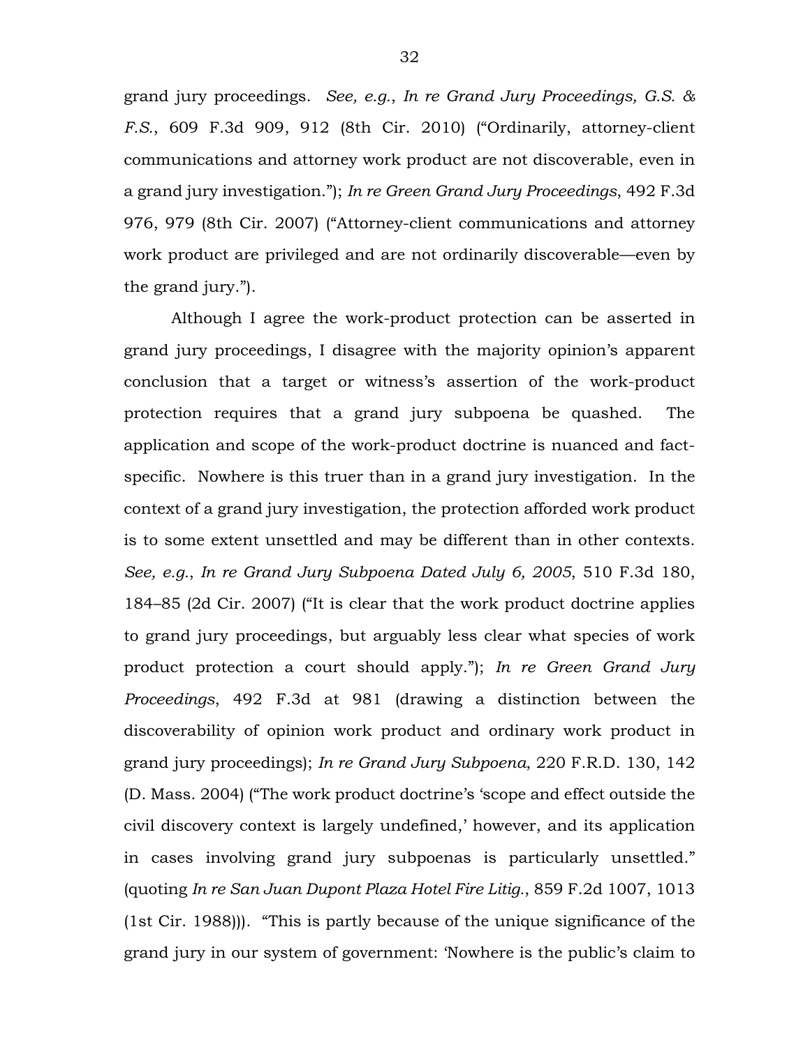grand jury proceedings. *See, e.g.*, *In re Grand Jury Proceedings, G.S. & F.S.*, 609 F.3d 909, 912 (8th Cir. 2010) ("Ordinarily, attorney-client communications and attorney work product are not discoverable, even in a grand jury investigation."); *In re Green Grand Jury Proceedings*, 492 F.3d 976, 979 (8th Cir. 2007) ("Attorney-client communications and attorney work product are privileged and are not ordinarily discoverable—even by the grand jury.").

Although I agree the work-product protection can be asserted in grand jury proceedings, I disagree with the majority opinion's apparent conclusion that a target or witness's assertion of the work-product protection requires that a grand jury subpoena be quashed. The application and scope of the work-product doctrine is nuanced and fact-specific. Nowhere is this truer than in a grand jury investigation. In the context of a grand jury investigation, the protection afforded work product is to some extent unsettled and may be different than in other contexts. *See, e.g.*, *In re Grand Jury Subpoena Dated July 6, 2005*, 510 F.3d 180, 184–85 (2d Cir. 2007) ("It is clear that the work product doctrine applies to grand jury proceedings, but arguably less clear what species of work product protection a court should apply."); *In re Green Grand Jury Proceedings*, 492 F.3d at 981 (drawing a distinction between the discoverability of opinion work product and ordinary work product in grand jury proceedings); *In re Grand Jury Subpoena*, 220 F.R.D. 130, 142 (D. Mass. 2004) ("The work product doctrine's 'scope and effect outside the civil discovery context is largely undefined,' however, and its application in cases involving grand jury subpoenas is particularly unsettled." (quoting *In re San Juan Dupont Plaza Hotel Fire Litig.*, 859 F.2d 1007, 1013 (1st Cir. 1988))). "This is partly because of the unique significance of the grand jury in our system of government: 'Nowhere is the public's claim to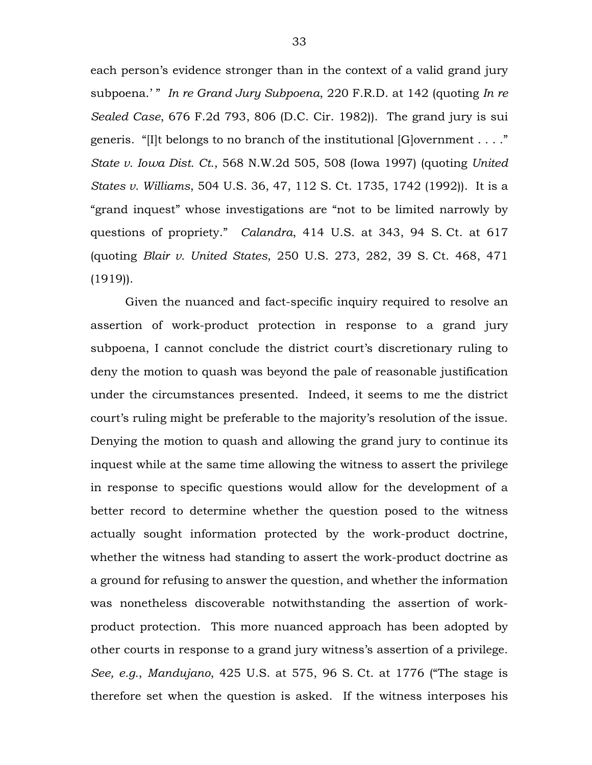each person's evidence stronger than in the context of a valid grand jury subpoena.' " *In re Grand Jury Subpoena*, 220 F.R.D. at 142 (quoting *In re Sealed Case*, 676 F.2d 793, 806 (D.C. Cir. 1982)). The grand jury is sui generis. "[I]t belongs to no branch of the institutional [G]overnment . . . ." *State v. Iowa Dist. Ct.*, 568 N.W.2d 505, 508 (Iowa 1997) (quoting *United States v. Williams*, 504 U.S. 36, 47, 112 S. Ct. 1735, 1742 (1992)). It is a "grand inquest" whose investigations are "not to be limited narrowly by questions of propriety." *Calandra*, 414 U.S. at 343, 94 S. Ct. at 617 (quoting *Blair v. United States*, 250 U.S. 273, 282, 39 S. Ct. 468, 471 (1919)).

Given the nuanced and fact-specific inquiry required to resolve an assertion of work-product protection in response to a grand jury subpoena, I cannot conclude the district court's discretionary ruling to deny the motion to quash was beyond the pale of reasonable justification under the circumstances presented. Indeed, it seems to me the district court's ruling might be preferable to the majority's resolution of the issue. Denying the motion to quash and allowing the grand jury to continue its inquest while at the same time allowing the witness to assert the privilege in response to specific questions would allow for the development of a better record to determine whether the question posed to the witness actually sought information protected by the work-product doctrine, whether the witness had standing to assert the work-product doctrine as a ground for refusing to answer the question, and whether the information was nonetheless discoverable notwithstanding the assertion of work-product protection. This more nuanced approach has been adopted by other courts in response to a grand jury witness's assertion of a privilege. *See, e.g.*, *Mandujano*, 425 U.S. at 575, 96 S. Ct. at 1776 ("The stage is therefore set when the question is asked. If the witness interposes his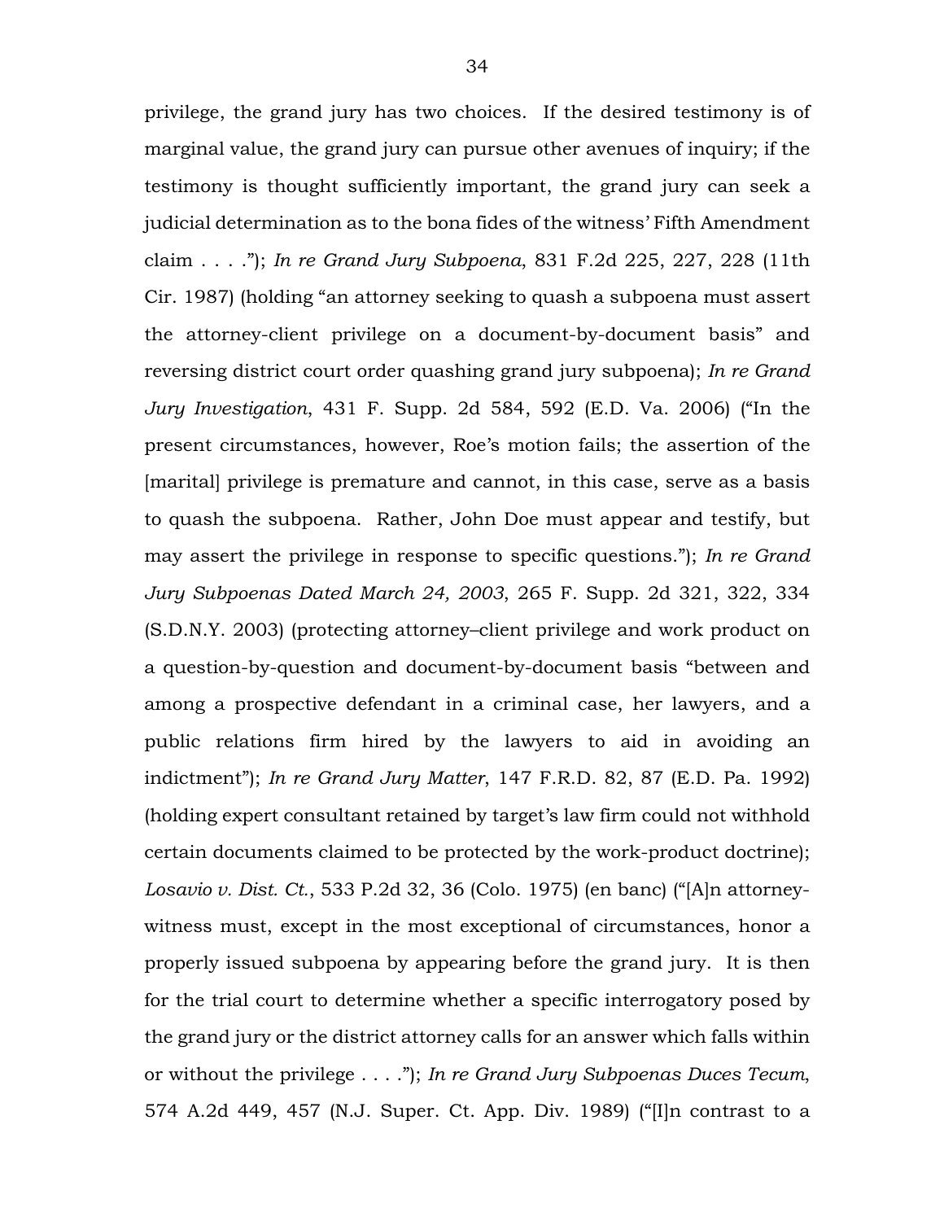privilege, the grand jury has two choices. If the desired testimony is of marginal value, the grand jury can pursue other avenues of inquiry; if the testimony is thought sufficiently important, the grand jury can seek a judicial determination as to the bona fides of the witness' Fifth Amendment claim . . . ."); *In re Grand Jury Subpoena*, 831 F.2d 225, 227, 228 (11th Cir. 1987) (holding "an attorney seeking to quash a subpoena must assert the attorney-client privilege on a document-by-document basis" and reversing district court order quashing grand jury subpoena); *In re Grand Jury Investigation*, 431 F. Supp. 2d 584, 592 (E.D. Va. 2006) ("In the present circumstances, however, Roe's motion fails; the assertion of the [marital] privilege is premature and cannot, in this case, serve as a basis to quash the subpoena. Rather, John Doe must appear and testify, but may assert the privilege in response to specific questions."); *In re Grand Jury Subpoenas Dated March 24, 2003*, 265 F. Supp. 2d 321, 322, 334 (S.D.N.Y. 2003) (protecting attorney–client privilege and work product on a question-by-question and document-by-document basis "between and among a prospective defendant in a criminal case, her lawyers, and a public relations firm hired by the lawyers to aid in avoiding an indictment"); *In re Grand Jury Matter*, 147 F.R.D. 82, 87 (E.D. Pa. 1992) (holding expert consultant retained by target's law firm could not withhold certain documents claimed to be protected by the work-product doctrine); *Losavio v. Dist. Ct.*, 533 P.2d 32, 36 (Colo. 1975) (en banc) ("[A]n attorney-witness must, except in the most exceptional of circumstances, honor a properly issued subpoena by appearing before the grand jury. It is then for the trial court to determine whether a specific interrogatory posed by the grand jury or the district attorney calls for an answer which falls within or without the privilege . . . ."); *In re Grand Jury Subpoenas Duces Tecum*, 574 A.2d 449, 457 (N.J. Super. Ct. App. Div. 1989) ("[I]n contrast to a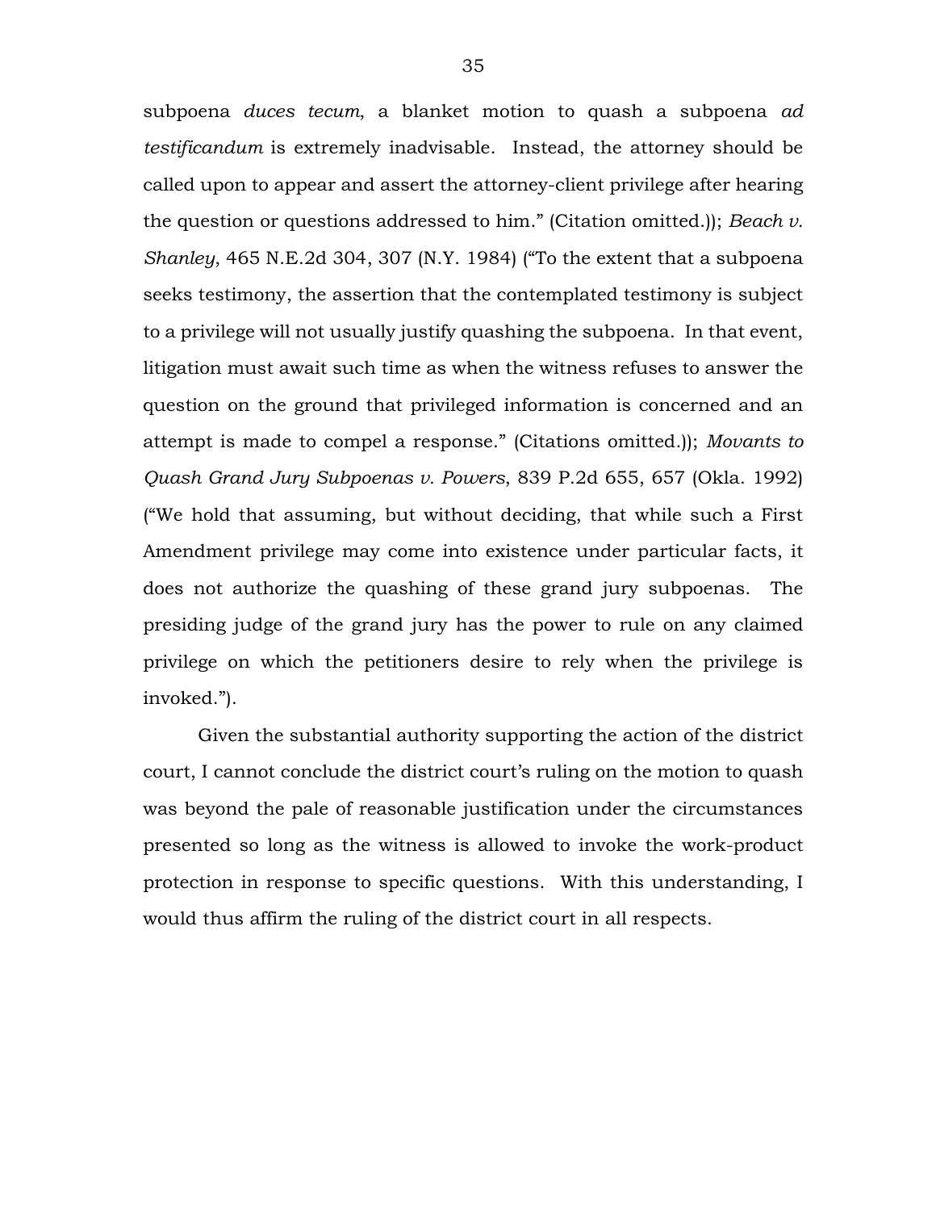subpoena *duces tecum*, a blanket motion to quash a subpoena *ad testificandum* is extremely inadvisable. Instead, the attorney should be called upon to appear and assert the attorney-client privilege after hearing the question or questions addressed to him." (Citation omitted.)); *Beach v. Shanley*, 465 N.E.2d 304, 307 (N.Y. 1984) ("To the extent that a subpoena seeks testimony, the assertion that the contemplated testimony is subject to a privilege will not usually justify quashing the subpoena. In that event, litigation must await such time as when the witness refuses to answer the question on the ground that privileged information is concerned and an attempt is made to compel a response." (Citations omitted.)); *Movants to Quash Grand Jury Subpoenas v. Powers*, 839 P.2d 655, 657 (Okla. 1992) ("We hold that assuming, but without deciding, that while such a First Amendment privilege may come into existence under particular facts, it does not authorize the quashing of these grand jury subpoenas. The presiding judge of the grand jury has the power to rule on any claimed privilege on which the petitioners desire to rely when the privilege is invoked.").

Given the substantial authority supporting the action of the district court, I cannot conclude the district court's ruling on the motion to quash was beyond the pale of reasonable justification under the circumstances presented so long as the witness is allowed to invoke the work-product protection in response to specific questions. With this understanding, I would thus affirm the ruling of the district court in all respects.